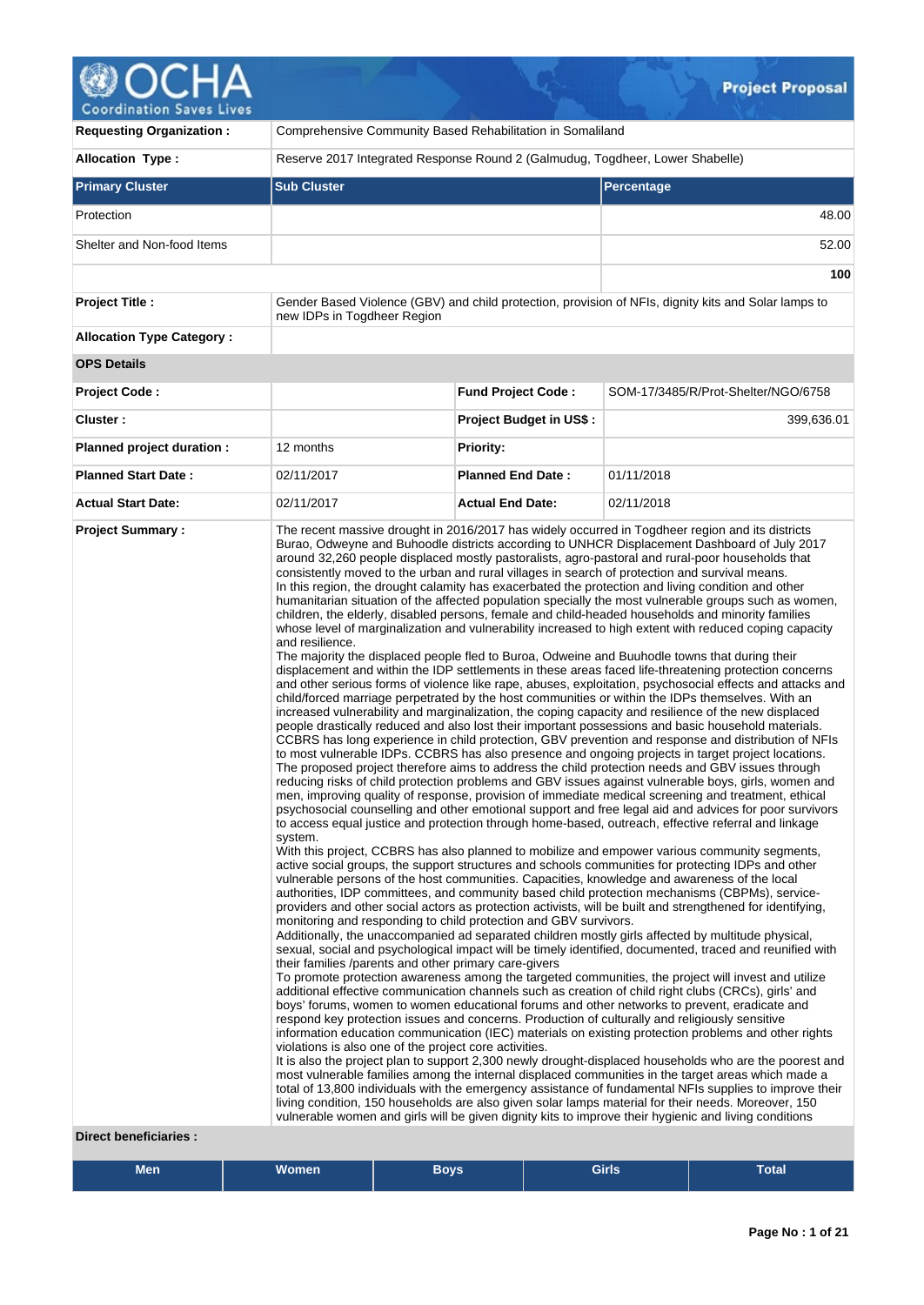# Project Proposal

| Requesting Organization : | Comprehensive Community Based Rehabilitation in Somaliland |
|---|---|
| Allocation Type : | Reserve 2017 Integrated Response Round 2 (Galmudug, Togdheer, Lower Shabelle) |

| Primary Cluster | Sub Cluster | Percentage |
|---|---|---|
| Protection | | 48.00 |
| Shelter and Non-food Items | | 52.00 |
| | | 100 |

| | |
|---|---|
| Project Title : | Gender Based Violence (GBV) and child protection, provision of NFIs, dignity kits and Solar lamps to new IDPs in Togdheer Region |
| Allocation Type Category : | |

**OPS Details**

| | | | |
|---|---|---|---|
| Project Code : | | Fund Project Code : | SOM-17/3485/R/Prot-Shelter/NGO/6758 |
| Cluster : | | Project Budget in US$ : | 399,636.01 |
| Planned project duration : | 12 months | Priority: | |
| Planned Start Date : | 02/11/2017 | Planned End Date : | 01/11/2018 |
| Actual Start Date: | 02/11/2017 | Actual End Date: | 02/11/2018 |

**Project Summary :**

The recent massive drought in 2016/2017 has widely occurred in Togdheer region and its districts Burao, Odweyne and Buhoodle districts according to UNHCR Displacement Dashboard of July 2017 around 32,260 people displaced mostly pastoralists, agro-pastoral and rural-poor households that consistently moved to the urban and rural villages in search of protection and survival means.
In this region, the drought calamity has exacerbated the protection and living condition and other humanitarian situation of the affected population specially the most vulnerable groups such as women, children, the elderly, disabled persons, female and child-headed households and minority families whose level of marginalization and vulnerability increased to high extent with reduced coping capacity and resilience.
The majority the displaced people fled to Buroa, Odweine and Buuhodle towns that during their displacement and within the IDP settlements in these areas faced life-threatening protection concerns and other serious forms of violence like rape, abuses, exploitation, psychosocial effects and attacks and child/forced marriage perpetrated by the host communities or within the IDPs themselves. With an increased vulnerability and marginalization, the coping capacity and resilience of the new displaced people drastically reduced and also lost their important possessions and basic household materials.
CCBRS has long experience in child protection, GBV prevention and response and distribution of NFIs to most vulnerable IDPs. CCBRS has also presence and ongoing projects in target project locations.
The proposed project therefore aims to address the child protection needs and GBV issues through reducing risks of child protection problems and GBV issues against vulnerable boys, girls, women and men, improving quality of response, provision of immediate medical screening and treatment, ethical psychosocial counselling and other emotional support and free legal aid and advices for poor survivors to access equal justice and protection through home-based, outreach, effective referral and linkage system.
With this project, CCBRS has also planned to mobilize and empower various community segments, active social groups, the support structures and schools communities for protecting IDPs and other vulnerable persons of the host communities. Capacities, knowledge and awareness of the local authorities, IDP committees, and community based child protection mechanisms (CBPMs), service-providers and other social actors as protection activists, will be built and strengthened for identifying, monitoring and responding to child protection and GBV survivors.
Additionally, the unaccompanied ad separated children mostly girls affected by multitude physical, sexual, social and psychological impact will be timely identified, documented, traced and reunified with their families /parents and other primary care-givers
To promote protection awareness among the targeted communities, the project will invest and utilize additional effective communication channels such as creation of child right clubs (CRCs), girls' and boys' forums, women to women educational forums and other networks to prevent, eradicate and respond key protection issues and concerns. Production of culturally and religiously sensitive information education communication (IEC) materials on existing protection problems and other rights violations is also one of the project core activities.
It is also the project plan to support 2,300 newly drought-displaced households who are the poorest and most vulnerable families among the internal displaced communities in the target areas which made a total of 13,800 individuals with the emergency assistance of fundamental NFIs supplies to improve their living condition, 150 households are also given solar lamps material for their needs. Moreover, 150 vulnerable women and girls will be given dignity kits to improve their hygienic and living conditions

**Direct beneficiaries :**

| Men | Women | Boys | Girls | Total |
|---|---|---|---|---|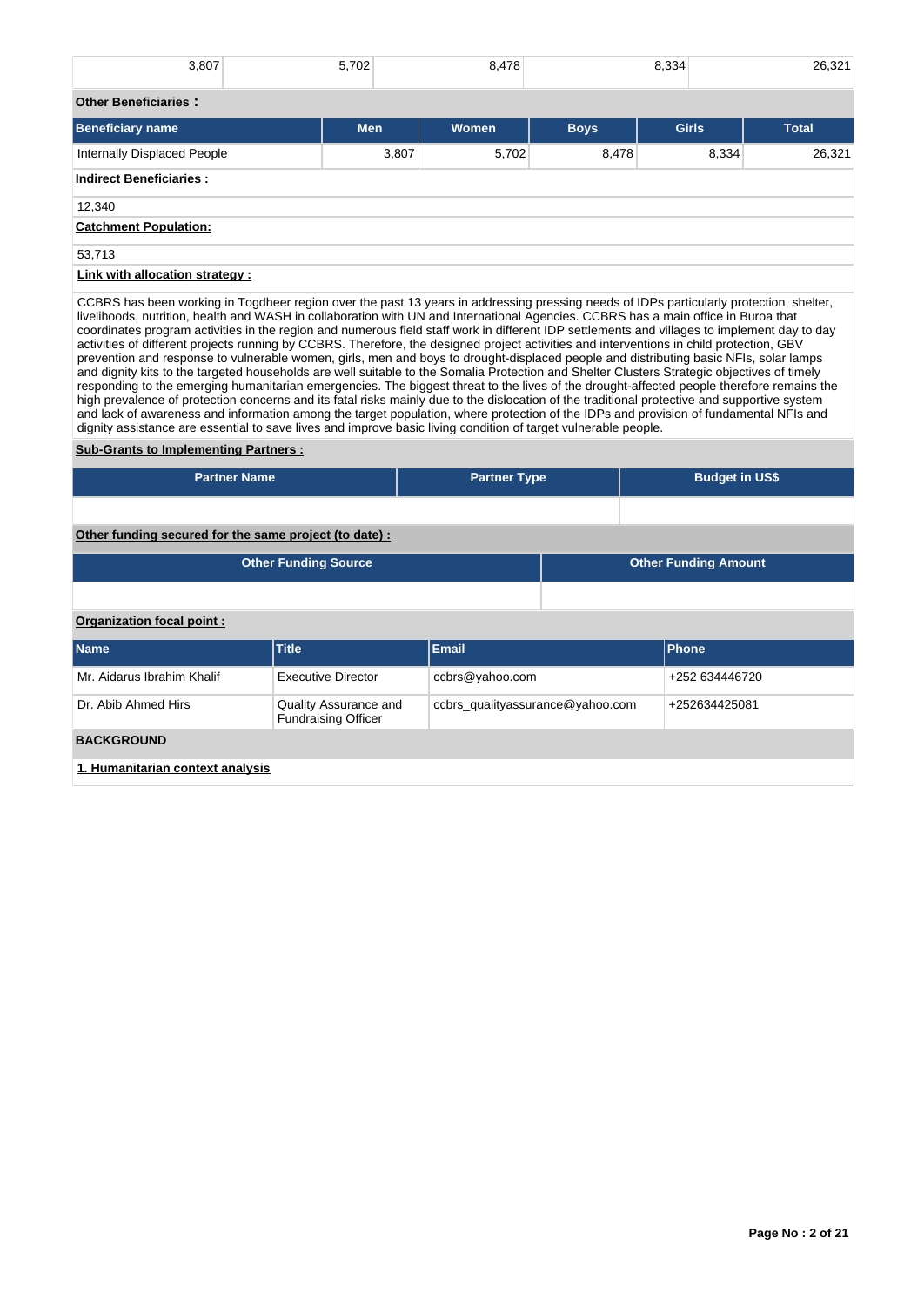| 3,807 | 5,702 | 8,478 | 8,334 | 26,321 |
|---|---|---|---|---|

**Other Beneficiaries :**

| Beneficiary name | Men | Women | Boys | Girls | Total |
|---|---|---|---|---|---|
| Internally Displaced People | 3,807 | 5,702 | 8,478 | 8,334 | 26,321 |

**Indirect Beneficiaries :**

12,340

**Catchment Population:**

53,713

**Link with allocation strategy :**

CCBRS has been working in Togdheer region over the past 13 years in addressing pressing needs of IDPs particularly protection, shelter, livelihoods, nutrition, health and WASH in collaboration with UN and International Agencies. CCBRS has a main office in Buroa that coordinates program activities in the region and numerous field staff work in different IDP settlements and villages to implement day to day activities of different projects running by CCBRS. Therefore, the designed project activities and interventions in child protection, GBV prevention and response to vulnerable women, girls, men and boys to drought-displaced people and distributing basic NFIs, solar lamps and dignity kits to the targeted households are well suitable to the Somalia Protection and Shelter Clusters Strategic objectives of timely responding to the emerging humanitarian emergencies. The biggest threat to the lives of the drought-affected people therefore remains the high prevalence of protection concerns and its fatal risks mainly due to the dislocation of the traditional protective and supportive system and lack of awareness and information among the target population, where protection of the IDPs and provision of fundamental NFIs and dignity assistance are essential to save lives and improve basic living condition of target vulnerable people.

**Sub-Grants to Implementing Partners :**

| Partner Name | Partner Type | Budget in US$ |
|---|---|---|
| | | |

**Other funding secured for the same project (to date) :**

| Other Funding Source | Other Funding Amount |
|---|---|
| | |

**Organization focal point :**

| Name | Title | Email | Phone |
|---|---|---|---|
| Mr. Aidarus Ibrahim Khalif | Executive Director | ccbrs@yahoo.com | +252 634446720 |
| Dr. Abib Ahmed Hirs | Quality Assurance and Fundraising Officer | ccbrs_qualityassurance@yahoo.com | +252634425081 |

## BACKGROUND

**1. Humanitarian context analysis**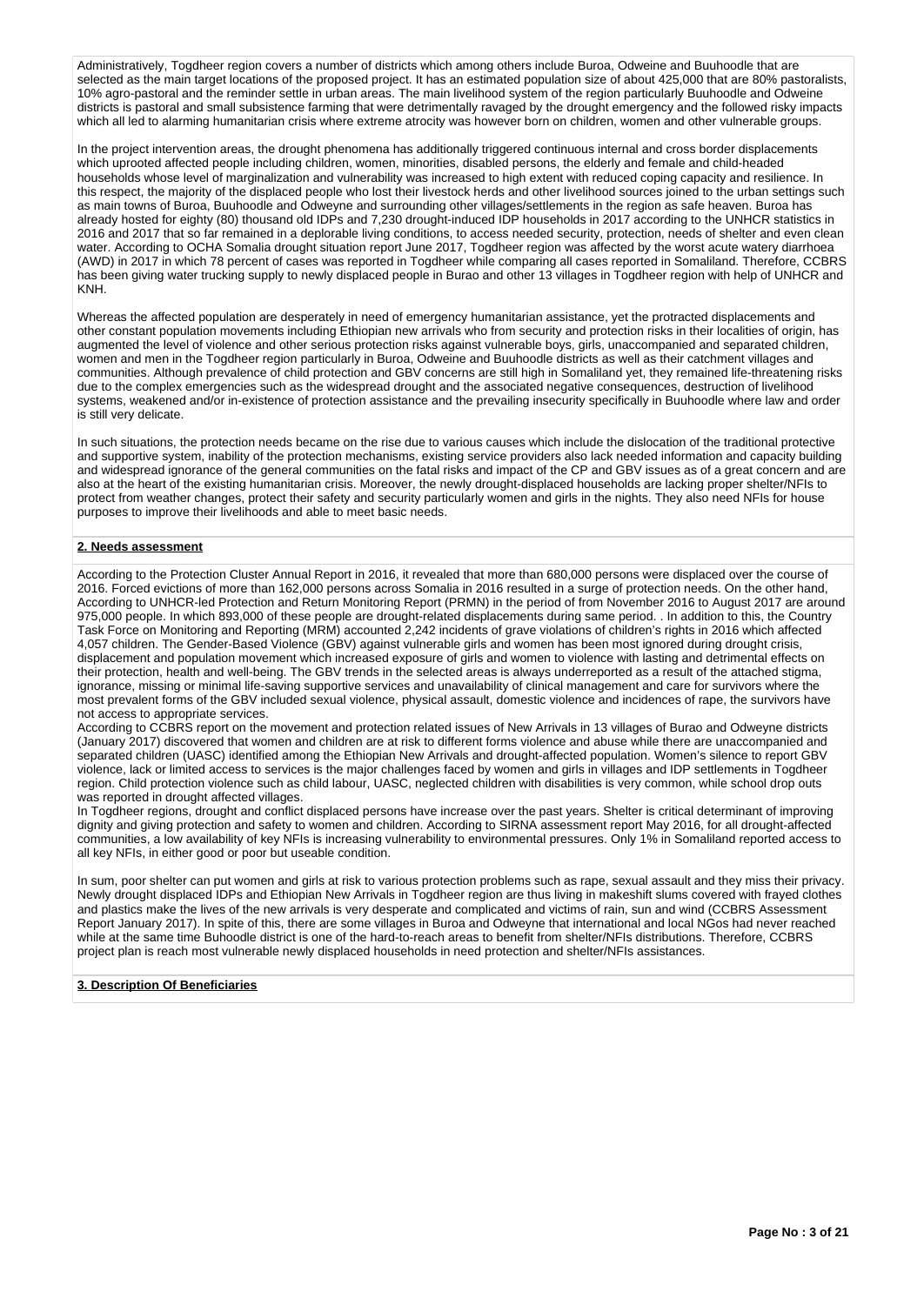Administratively, Togdheer region covers a number of districts which among others include Buroa, Odweine and Buuhoodle that are selected as the main target locations of the proposed project. It has an estimated population size of about 425,000 that are 80% pastoralists, 10% agro-pastoral and the reminder settle in urban areas. The main livelihood system of the region particularly Buuhoodle and Odweine districts is pastoral and small subsistence farming that were detrimentally ravaged by the drought emergency and the followed risky impacts which all led to alarming humanitarian crisis where extreme atrocity was however born on children, women and other vulnerable groups.

In the project intervention areas, the drought phenomena has additionally triggered continuous internal and cross border displacements which uprooted affected people including children, women, minorities, disabled persons, the elderly and female and child-headed households whose level of marginalization and vulnerability was increased to high extent with reduced coping capacity and resilience. In this respect, the majority of the displaced people who lost their livestock herds and other livelihood sources joined to the urban settings such as main towns of Buroa, Buuhoodle and Odweyne and surrounding other villages/settlements in the region as safe heaven. Buroa has already hosted for eighty (80) thousand old IDPs and 7,230 drought-induced IDP households in 2017 according to the UNHCR statistics in 2016 and 2017 that so far remained in a deplorable living conditions, to access needed security, protection, needs of shelter and even clean water. According to OCHA Somalia drought situation report June 2017, Togdheer region was affected by the worst acute watery diarrhoea (AWD) in 2017 in which 78 percent of cases was reported in Togdheer while comparing all cases reported in Somaliland. Therefore, CCBRS has been giving water trucking supply to newly displaced people in Burao and other 13 villages in Togdheer region with help of UNHCR and KNH.

Whereas the affected population are desperately in need of emergency humanitarian assistance, yet the protracted displacements and other constant population movements including Ethiopian new arrivals who from security and protection risks in their localities of origin, has augmented the level of violence and other serious protection risks against vulnerable boys, girls, unaccompanied and separated children, women and men in the Togdheer region particularly in Buroa, Odweine and Buuhoodle districts as well as their catchment villages and communities. Although prevalence of child protection and GBV concerns are still high in Somaliland yet, they remained life-threatening risks due to the complex emergencies such as the widespread drought and the associated negative consequences, destruction of livelihood systems, weakened and/or in-existence of protection assistance and the prevailing insecurity specifically in Buuhoodle where law and order is still very delicate.

In such situations, the protection needs became on the rise due to various causes which include the dislocation of the traditional protective and supportive system, inability of the protection mechanisms, existing service providers also lack needed information and capacity building and widespread ignorance of the general communities on the fatal risks and impact of the CP and GBV issues as of a great concern and are also at the heart of the existing humanitarian crisis. Moreover, the newly drought-displaced households are lacking proper shelter/NFIs to protect from weather changes, protect their safety and security particularly women and girls in the nights. They also need NFIs for house purposes to improve their livelihoods and able to meet basic needs.

## 2. Needs assessment

According to the Protection Cluster Annual Report in 2016, it revealed that more than 680,000 persons were displaced over the course of 2016. Forced evictions of more than 162,000 persons across Somalia in 2016 resulted in a surge of protection needs. On the other hand, According to UNHCR-led Protection and Return Monitoring Report (PRMN) in the period of from November 2016 to August 2017 are around 975,000 people. In which 893,000 of these people are drought-related displacements during same period. . In addition to this, the Country Task Force on Monitoring and Reporting (MRM) accounted 2,242 incidents of grave violations of children's rights in 2016 which affected 4,057 children. The Gender-Based Violence (GBV) against vulnerable girls and women has been most ignored during drought crisis, displacement and population movement which increased exposure of girls and women to violence with lasting and detrimental effects on their protection, health and well-being. The GBV trends in the selected areas is always underreported as a result of the attached stigma, ignorance, missing or minimal life-saving supportive services and unavailability of clinical management and care for survivors where the most prevalent forms of the GBV included sexual violence, physical assault, domestic violence and incidences of rape, the survivors have not access to appropriate services.
According to CCBRS report on the movement and protection related issues of New Arrivals in 13 villages of Burao and Odweyne districts (January 2017) discovered that women and children are at risk to different forms violence and abuse while there are unaccompanied and separated children (UASC) identified among the Ethiopian New Arrivals and drought-affected population. Women's silence to report GBV violence, lack or limited access to services is the major challenges faced by women and girls in villages and IDP settlements in Togdheer region. Child protection violence such as child labour, UASC, neglected children with disabilities is very common, while school drop outs was reported in drought affected villages.
In Togdheer regions, drought and conflict displaced persons have increase over the past years. Shelter is critical determinant of improving dignity and giving protection and safety to women and children. According to SIRNA assessment report May 2016, for all drought-affected communities, a low availability of key NFIs is increasing vulnerability to environmental pressures. Only 1% in Somaliland reported access to all key NFIs, in either good or poor but useable condition.

In sum, poor shelter can put women and girls at risk to various protection problems such as rape, sexual assault and they miss their privacy. Newly drought displaced IDPs and Ethiopian New Arrivals in Togdheer region are thus living in makeshift slums covered with frayed clothes and plastics make the lives of the new arrivals is very desperate and complicated and victims of rain, sun and wind (CCBRS Assessment Report January 2017). In spite of this, there are some villages in Buroa and Odweyne that international and local NGos had never reached while at the same time Buhoodle district is one of the hard-to-reach areas to benefit from shelter/NFIs distributions. Therefore, CCBRS project plan is reach most vulnerable newly displaced households in need protection and shelter/NFIs assistances.

## 3. Description Of Beneficiaries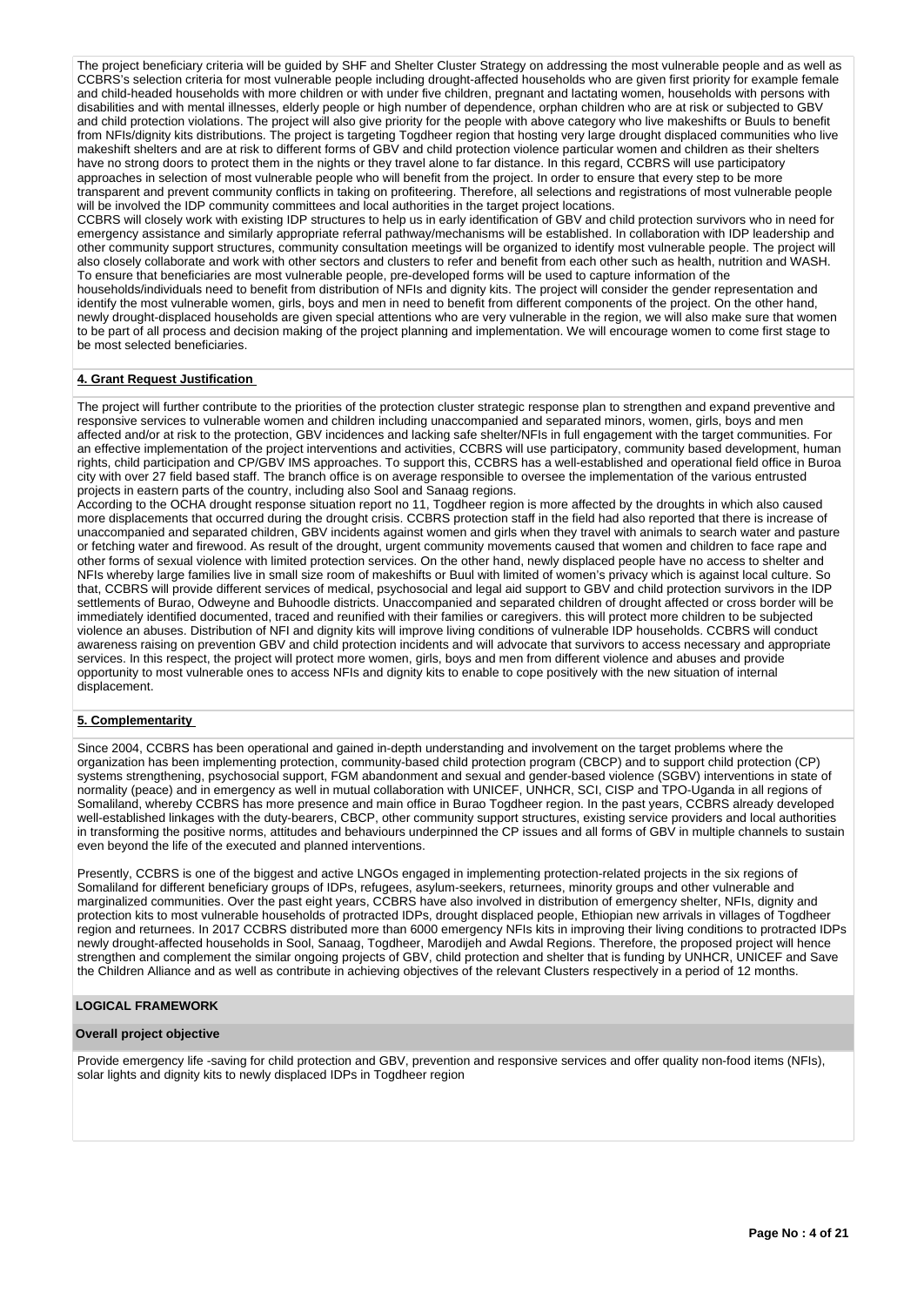The project beneficiary criteria will be guided by SHF and Shelter Cluster Strategy on addressing the most vulnerable people and as well as CCBRS's selection criteria for most vulnerable people including drought-affected households who are given first priority for example female and child-headed households with more children or with under five children, pregnant and lactating women, households with persons with disabilities and with mental illnesses, elderly people or high number of dependence, orphan children who are at risk or subjected to GBV and child protection violations. The project will also give priority for the people with above category who live makeshifts or Buuls to benefit from NFIs/dignity kits distributions. The project is targeting Togdheer region that hosting very large drought displaced communities who live makeshift shelters and are at risk to different forms of GBV and child protection violence particular women and children as their shelters have no strong doors to protect them in the nights or they travel alone to far distance. In this regard, CCBRS will use participatory approaches in selection of most vulnerable people who will benefit from the project. In order to ensure that every step to be more transparent and prevent community conflicts in taking on profiteering. Therefore, all selections and registrations of most vulnerable people will be involved the IDP community committees and local authorities in the target project locations.

CCBRS will closely work with existing IDP structures to help us in early identification of GBV and child protection survivors who in need for emergency assistance and similarly appropriate referral pathway/mechanisms will be established. In collaboration with IDP leadership and other community support structures, community consultation meetings will be organized to identify most vulnerable people. The project will also closely collaborate and work with other sectors and clusters to refer and benefit from each other such as health, nutrition and WASH. To ensure that beneficiaries are most vulnerable people, pre-developed forms will be used to capture information of the households/individuals need to benefit from distribution of NFIs and dignity kits. The project will consider the gender representation and identify the most vulnerable women, girls, boys and men in need to benefit from different components of the project. On the other hand, newly drought-displaced households are given special attentions who are very vulnerable in the region, we will also make sure that women to be part of all process and decision making of the project planning and implementation. We will encourage women to come first stage to be most selected beneficiaries.

**4. Grant Request Justification**

The project will further contribute to the priorities of the protection cluster strategic response plan to strengthen and expand preventive and responsive services to vulnerable women and children including unaccompanied and separated minors, women, girls, boys and men affected and/or at risk to the protection, GBV incidences and lacking safe shelter/NFIs in full engagement with the target communities. For an effective implementation of the project interventions and activities, CCBRS will use participatory, community based development, human rights, child participation and CP/GBV IMS approaches. To support this, CCBRS has a well-established and operational field office in Buroa city with over 27 field based staff. The branch office is on average responsible to oversee the implementation of the various entrusted projects in eastern parts of the country, including also Sool and Sanaag regions.

According to the OCHA drought response situation report no 11, Togdheer region is more affected by the droughts in which also caused more displacements that occurred during the drought crisis. CCBRS protection staff in the field had also reported that there is increase of unaccompanied and separated children, GBV incidents against women and girls when they travel with animals to search water and pasture or fetching water and firewood. As result of the drought, urgent community movements caused that women and children to face rape and other forms of sexual violence with limited protection services. On the other hand, newly displaced people have no access to shelter and NFIs whereby large families live in small size room of makeshifts or Buul with limited of women's privacy which is against local culture. So that, CCBRS will provide different services of medical, psychosocial and legal aid support to GBV and child protection survivors in the IDP settlements of Burao, Odweyne and Buhoodle districts. Unaccompanied and separated children of drought affected or cross border will be immediately identified documented, traced and reunified with their families or caregivers. this will protect more children to be subjected violence an abuses. Distribution of NFI and dignity kits will improve living conditions of vulnerable IDP households. CCBRS will conduct awareness raising on prevention GBV and child protection incidents and will advocate that survivors to access necessary and appropriate services. In this respect, the project will protect more women, girls, boys and men from different violence and abuses and provide opportunity to most vulnerable ones to access NFIs and dignity kits to enable to cope positively with the new situation of internal displacement.

**5. Complementarity**

Since 2004, CCBRS has been operational and gained in-depth understanding and involvement on the target problems where the organization has been implementing protection, community-based child protection program (CBCP) and to support child protection (CP) systems strengthening, psychosocial support, FGM abandonment and sexual and gender-based violence (SGBV) interventions in state of normality (peace) and in emergency as well in mutual collaboration with UNICEF, UNHCR, SCI, CISP and TPO-Uganda in all regions of Somaliland, whereby CCBRS has more presence and main office in Burao Togdheer region. In the past years, CCBRS already developed well-established linkages with the duty-bearers, CBCP, other community support structures, existing service providers and local authorities in transforming the positive norms, attitudes and behaviours underpinned the CP issues and all forms of GBV in multiple channels to sustain even beyond the life of the executed and planned interventions.

Presently, CCBRS is one of the biggest and active LNGOs engaged in implementing protection-related projects in the six regions of Somaliland for different beneficiary groups of IDPs, refugees, asylum-seekers, returnees, minority groups and other vulnerable and marginalized communities. Over the past eight years, CCBRS have also involved in distribution of emergency shelter, NFIs, dignity and protection kits to most vulnerable households of protracted IDPs, drought displaced people, Ethiopian new arrivals in villages of Togdheer region and returnees. In 2017 CCBRS distributed more than 6000 emergency NFIs kits in improving their living conditions to protracted IDPs newly drought-affected households in Sool, Sanaag, Togdheer, Marodijeh and Awdal Regions. Therefore, the proposed project will hence strengthen and complement the similar ongoing projects of GBV, child protection and shelter that is funding by UNHCR, UNICEF and Save the Children Alliance and as well as contribute in achieving objectives of the relevant Clusters respectively in a period of 12 months.

## LOGICAL FRAMEWORK

### Overall project objective

Provide emergency life -saving for child protection and GBV, prevention and responsive services and offer quality non-food items (NFIs), solar lights and dignity kits to newly displaced IDPs in Togdheer region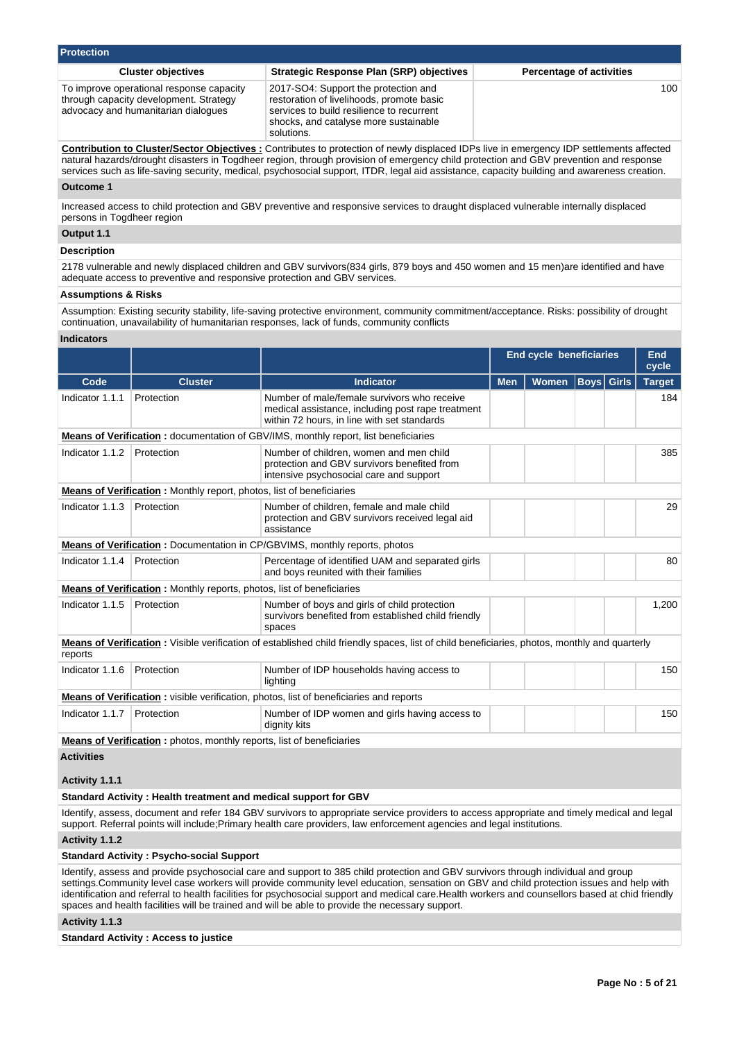## Protection

| Cluster objectives | Strategic Response Plan (SRP) objectives | Percentage of activities |
|---|---|---|
| To improve operational response capacity through capacity development. Strategy advocacy and humanitarian dialogues | 2017-SO4: Support the protection and restoration of livelihoods, promote basic services to build resilience to recurrent shocks, and catalyse more sustainable solutions. | 100 |

**Contribution to Cluster/Sector Objectives :** Contributes to protection of newly displaced IDPs live in emergency IDP settlements affected natural hazards/drought disasters in Togdheer region, through provision of emergency child protection and GBV prevention and response services such as life-saving security, medical, psychosocial support, ITDR, legal aid assistance, capacity building and awareness creation.

### Outcome 1

Increased access to child protection and GBV preventive and responsive services to draught displaced vulnerable internally displaced persons in Togdheer region

### Output 1.1

**Description**

2178 vulnerable and newly displaced children and GBV survivors(834 girls, 879 boys and 450 women and 15 men)are identified and have adequate access to preventive and responsive protection and GBV services.

**Assumptions & Risks**

Assumption: Existing security stability, life-saving protective environment, community commitment/acceptance. Risks: possibility of drought continuation, unavailability of humanitarian responses, lack of funds, community conflicts

**Indicators**

| | | | End cycle beneficiaries | | | | End cycle |
|---|---|---|---|---|---|---|---|
| **Code** | **Cluster** | **Indicator** | **Men** | **Women** | **Boys** | **Girls** | **Target** |
| Indicator 1.1.1 | Protection | Number of male/female survivors who receive medical assistance, including post rape treatment within 72 hours, in line with set standards | | | | | 184 |
| **Means of Verification :** documentation of GBV/IMS, monthly report, list beneficiaries | | | | | | | |
| Indicator 1.1.2 | Protection | Number of children, women and men child protection and GBV survivors benefited from intensive psychosocial care and support | | | | | 385 |
| **Means of Verification :** Monthly report, photos, list of beneficiaries | | | | | | | |
| Indicator 1.1.3 | Protection | Number of children, female and male child protection and GBV survivors received legal aid assistance | | | | | 29 |
| **Means of Verification :** Documentation in CP/GBVIMS, monthly reports, photos | | | | | | | |
| Indicator 1.1.4 | Protection | Percentage of identified UAM and separated girls and boys reunited with their families | | | | | 80 |
| **Means of Verification :** Monthly reports, photos, list of beneficiaries | | | | | | | |
| Indicator 1.1.5 | Protection | Number of boys and girls of child protection survivors benefited from established child friendly spaces | | | | | 1,200 |
| **Means of Verification :** Visible verification of established child friendly spaces, list of child beneficiaries, photos, monthly and quarterly reports | | | | | | | |
| Indicator 1.1.6 | Protection | Number of IDP households having access to lighting | | | | | 150 |
| **Means of Verification :** visible verification, photos, list of beneficiaries and reports | | | | | | | |
| Indicator 1.1.7 | Protection | Number of IDP women and girls having access to dignity kits | | | | | 150 |
| **Means of Verification :** photos, monthly reports, list of beneficiaries | | | | | | | |

### Activities

**Activity 1.1.1**

**Standard Activity : Health treatment and medical support for GBV**

Identify, assess, document and refer 184 GBV survivors to appropriate service providers to access appropriate and timely medical and legal support. Referral points will include;Primary health care providers, law enforcement agencies and legal institutions.

**Activity 1.1.2**

**Standard Activity : Psycho-social Support**

Identify, assess and provide psychosocial care and support to 385 child protection and GBV survivors through individual and group settings.Community level case workers will provide community level education, sensation on GBV and child protection issues and help with identification and referral to health facilities for psychosocial support and medical care.Health workers and counsellors based at child friendly spaces and health facilities will be trained and will be able to provide the necessary support.

**Activity 1.1.3**

**Standard Activity : Access to justice**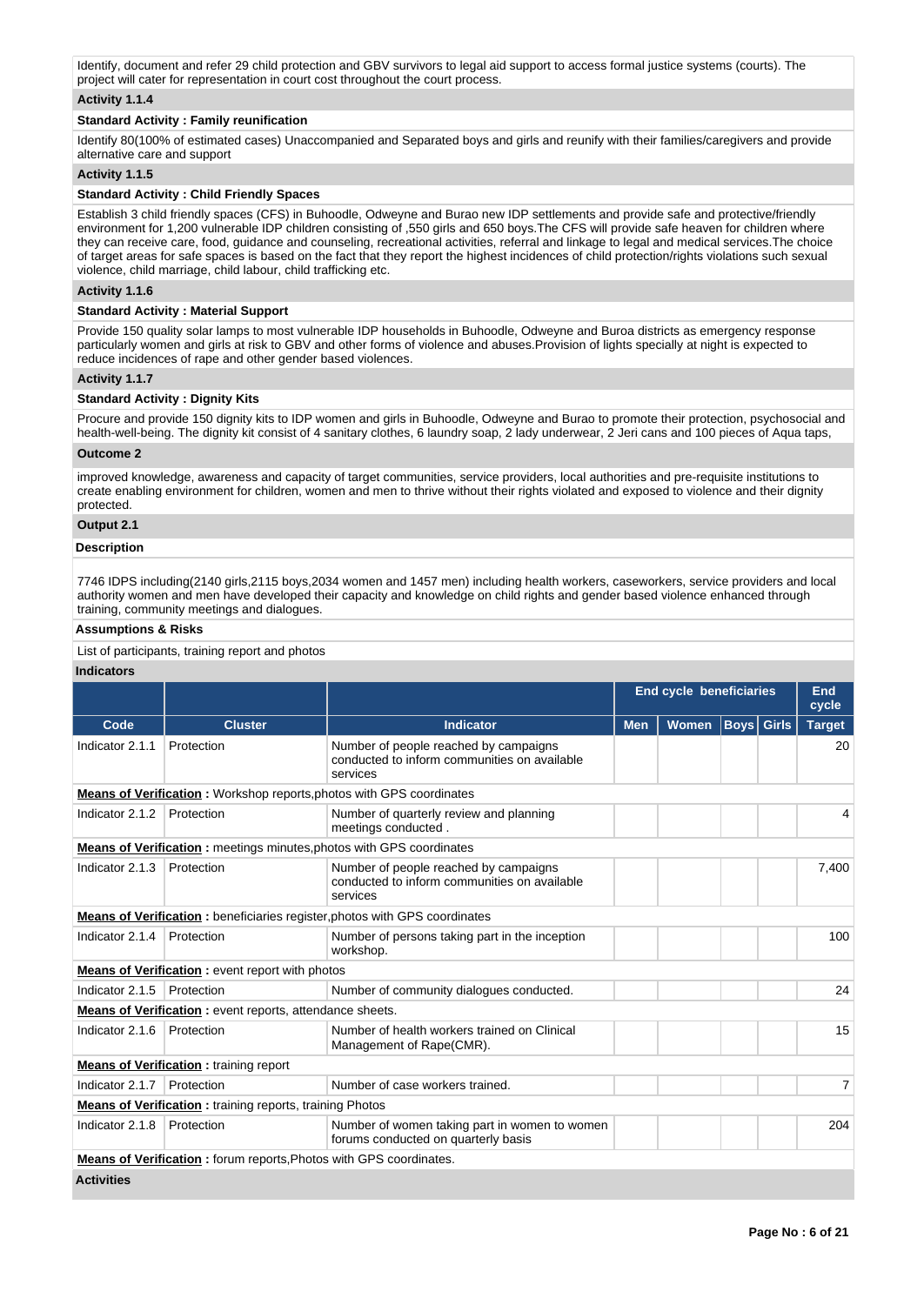Identify, document and refer 29 child protection and GBV survivors to legal aid support to access formal justice systems (courts). The project will cater for representation in court cost throughout the court process.

**Activity 1.1.4**

**Standard Activity : Family reunification**

Identify 80(100% of estimated cases) Unaccompanied and Separated boys and girls and reunify with their families/caregivers and provide alternative care and support

**Activity 1.1.5**

**Standard Activity : Child Friendly Spaces**

Establish 3 child friendly spaces (CFS) in Buhoodle, Odweyne and Burao new IDP settlements and provide safe and protective/friendly environment for 1,200 vulnerable IDP children consisting of ,550 girls and 650 boys.The CFS will provide safe heaven for children where they can receive care, food, guidance and counseling, recreational activities, referral and linkage to legal and medical services.The choice of target areas for safe spaces is based on the fact that they report the highest incidences of child protection/rights violations such sexual violence, child marriage, child labour, child trafficking etc.

**Activity 1.1.6**

**Standard Activity : Material Support**

Provide 150 quality solar lamps to most vulnerable IDP households in Buhoodle, Odweyne and Buroa districts as emergency response particularly women and girls at risk to GBV and other forms of violence and abuses.Provision of lights specially at night is expected to reduce incidences of rape and other gender based violences.

**Activity 1.1.7**

**Standard Activity : Dignity Kits**

Procure and provide 150 dignity kits to IDP women and girls in Buhoodle, Odweyne and Burao to promote their protection, psychosocial and health-well-being. The dignity kit consist of 4 sanitary clothes, 6 laundry soap, 2 lady underwear, 2 Jeri cans and 100 pieces of Aqua taps,

**Outcome 2**

improved knowledge, awareness and capacity of target communities, service providers, local authorities and pre-requisite institutions to create enabling environment for children, women and men to thrive without their rights violated and exposed to violence and their dignity protected.

**Output 2.1**

**Description**

7746 IDPS including(2140 girls,2115 boys,2034 women and 1457 men) including health workers, caseworkers, service providers and local authority women and men have developed their capacity and knowledge on child rights and gender based violence enhanced through training, community meetings and dialogues.

**Assumptions & Risks**

List of participants, training report and photos

**Indicators**

| | | | End cycle beneficiaries | | | | End cycle |
|---|---|---|---|---|---|---|---|
| **Code** | **Cluster** | **Indicator** | **Men** | **Women** | **Boys** | **Girls** | **Target** |
| Indicator 2.1.1 | Protection | Number of people reached by campaigns conducted to inform communities on available services | | | | | 20 |
| **Means of Verification :** Workshop reports,photos with GPS coordinates | | | | | | | |
| Indicator 2.1.2 | Protection | Number of quarterly review and planning meetings conducted . | | | | | 4 |
| **Means of Verification :** meetings minutes,photos with GPS coordinates | | | | | | | |
| Indicator 2.1.3 | Protection | Number of people reached by campaigns conducted to inform communities on available services | | | | | 7,400 |
| **Means of Verification :** beneficiaries register,photos with GPS coordinates | | | | | | | |
| Indicator 2.1.4 | Protection | Number of persons taking part in the inception workshop. | | | | | 100 |
| **Means of Verification :** event report with photos | | | | | | | |
| Indicator 2.1.5 | Protection | Number of community dialogues conducted. | | | | | 24 |
| **Means of Verification :** event reports, attendance sheets. | | | | | | | |
| Indicator 2.1.6 | Protection | Number of health workers trained on Clinical Management of Rape(CMR). | | | | | 15 |
| **Means of Verification :** training report | | | | | | | |
| Indicator 2.1.7 | Protection | Number of case workers trained. | | | | | 7 |
| **Means of Verification :** training reports, training Photos | | | | | | | |
| Indicator 2.1.8 | Protection | Number of women taking part in women to women forums conducted on quarterly basis | | | | | 204 |
| **Means of Verification :** forum reports,Photos with GPS coordinates. | | | | | | | |

**Activities**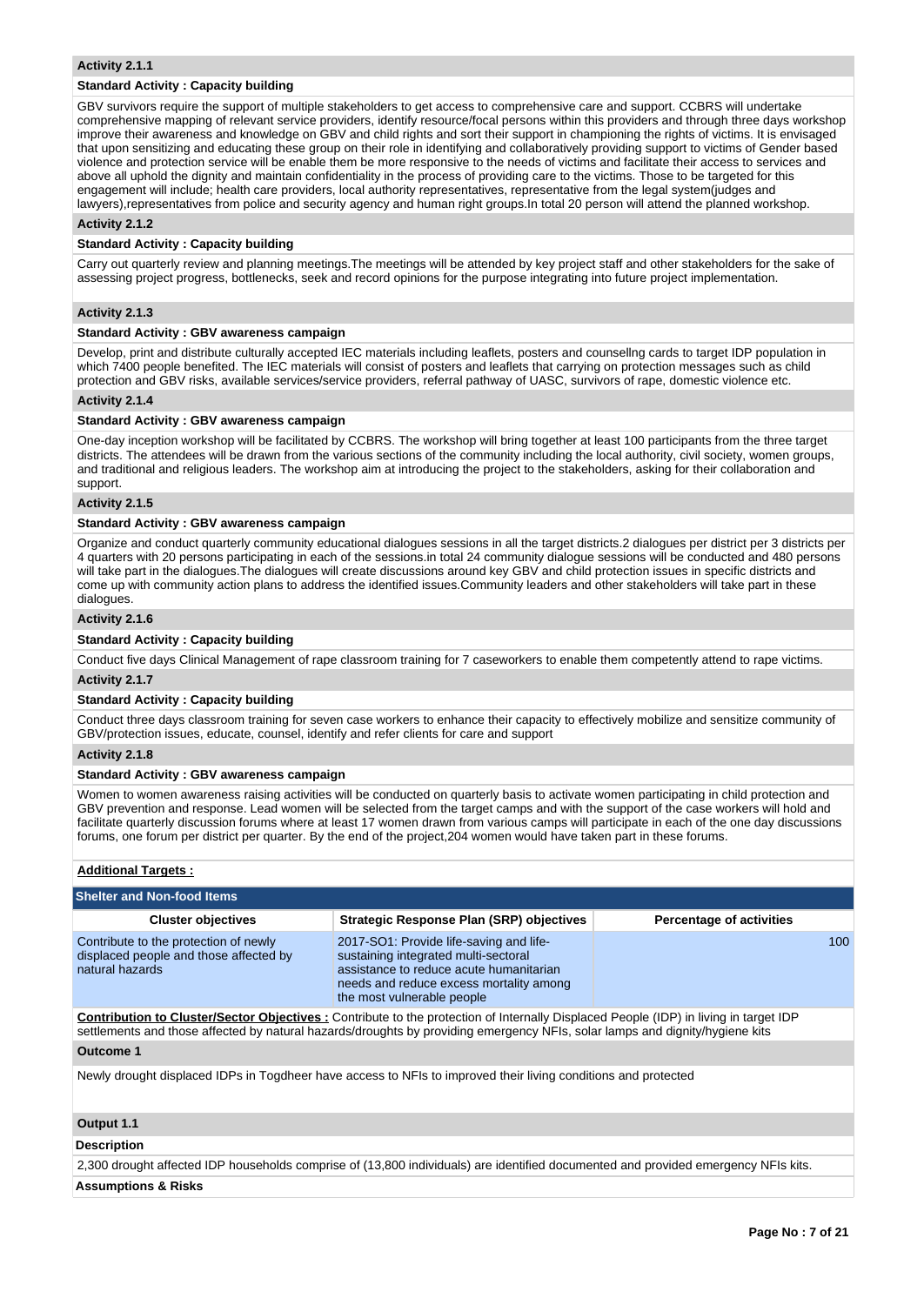**Activity 2.1.1**

**Standard Activity : Capacity building**

GBV survivors require the support of multiple stakeholders to get access to comprehensive care and support. CCBRS will undertake comprehensive mapping of relevant service providers, identify resource/focal persons within this providers and through three days workshop improve their awareness and knowledge on GBV and child rights and sort their support in championing the rights of victims. It is envisaged that upon sensitizing and educating these group on their role in identifying and collaboratively providing support to victims of Gender based violence and protection service will be enable them be more responsive to the needs of victims and facilitate their access to services and above all uphold the dignity and maintain confidentiality in the process of providing care to the victims. Those to be targeted for this engagement will include; health care providers, local authority representatives, representative from the legal system(judges and lawyers),representatives from police and security agency and human right groups.In total 20 person will attend the planned workshop.

**Activity 2.1.2**

**Standard Activity : Capacity building**

Carry out quarterly review and planning meetings.The meetings will be attended by key project staff and other stakeholders for the sake of assessing project progress, bottlenecks, seek and record opinions for the purpose integrating into future project implementation.

**Activity 2.1.3**

**Standard Activity : GBV awareness campaign**

Develop, print and distribute culturally accepted IEC materials including leaflets, posters and counsellng cards to target IDP population in which 7400 people benefited. The IEC materials will consist of posters and leaflets that carrying on protection messages such as child protection and GBV risks, available services/service providers, referral pathway of UASC, survivors of rape, domestic violence etc.

**Activity 2.1.4**

**Standard Activity : GBV awareness campaign**

One-day inception workshop will be facilitated by CCBRS. The workshop will bring together at least 100 participants from the three target districts. The attendees will be drawn from the various sections of the community including the local authority, civil society, women groups, and traditional and religious leaders. The workshop aim at introducing the project to the stakeholders, asking for their collaboration and support.

**Activity 2.1.5**

**Standard Activity : GBV awareness campaign**

Organize and conduct quarterly community educational dialogues sessions in all the target districts.2 dialogues per district per 3 districts per 4 quarters with 20 persons participating in each of the sessions.in total 24 community dialogue sessions will be conducted and 480 persons will take part in the dialogues.The dialogues will create discussions around key GBV and child protection issues in specific districts and come up with community action plans to address the identified issues.Community leaders and other stakeholders will take part in these dialogues.

**Activity 2.1.6**

**Standard Activity : Capacity building**

Conduct five days Clinical Management of rape classroom training for 7 caseworkers to enable them competently attend to rape victims.

**Activity 2.1.7**

**Standard Activity : Capacity building**

Conduct three days classroom training for seven case workers to enhance their capacity to effectively mobilize and sensitize community of GBV/protection issues, educate, counsel, identify and refer clients for care and support

**Activity 2.1.8**

**Standard Activity : GBV awareness campaign**

Women to women awareness raising activities will be conducted on quarterly basis to activate women participating in child protection and GBV prevention and response. Lead women will be selected from the target camps and with the support of the case workers will hold and facilitate quarterly discussion forums where at least 17 women drawn from various camps will participate in each of the one day discussions forums, one forum per district per quarter. By the end of the project,204 women would have taken part in these forums.

**Additional Targets :**

## Shelter and Non-food Items

| Cluster objectives | Strategic Response Plan (SRP) objectives | Percentage of activities |
|---|---|---|
| Contribute to the protection of newly displaced people and those affected by natural hazards | 2017-SO1: Provide life-saving and life-sustaining integrated multi-sectoral assistance to reduce acute humanitarian needs and reduce excess mortality among the most vulnerable people | 100 |

**Contribution to Cluster/Sector Objectives :** Contribute to the protection of Internally Displaced People (IDP) in living in target IDP settlements and those affected by natural hazards/droughts by providing emergency NFIs, solar lamps and dignity/hygiene kits

**Outcome 1**

Newly drought displaced IDPs in Togdheer have access to NFIs to improved their living conditions and protected

**Output 1.1**

**Description**

2,300 drought affected IDP households comprise of (13,800 individuals) are identified documented and provided emergency NFIs kits.

**Assumptions & Risks**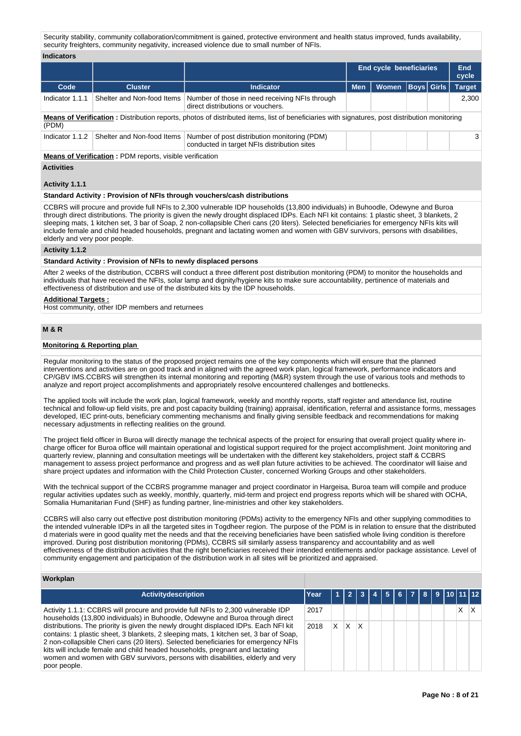Security stability, community collaboration/commitment is gained, protective environment and health status improved, funds availability, security freighters, community negativity, increased violence due to small number of NFIs.

**Indicators**

| | | | End cycle beneficiaries | | | | End cycle |
|---|---|---|---|---|---|---|---|
| **Code** | **Cluster** | **Indicator** | **Men** | **Women** | **Boys** | **Girls** | **Target** |
| Indicator 1.1.1 | Shelter and Non-food Items | Number of those in need receiving NFIs through direct distributions or vouchers. | | | | | 2,300 |

**Means of Verification :** Distribution reports, photos of distributed items, list of beneficiaries with signatures, post distribution monitoring (PDM)

| | | | | | | | |
|---|---|---|---|---|---|---|---|
| Indicator 1.1.2 | Shelter and Non-food Items | Number of post distribution monitoring (PDM) conducted in target NFIs distribution sites | | | | | 3 |

**Means of Verification :** PDM reports, visible verification

**Activities**

**Activity 1.1.1**

**Standard Activity : Provision of NFIs through vouchers/cash distributions**

CCBRS will procure and provide full NFIs to 2,300 vulnerable IDP households (13,800 individuals) in Buhoodle, Odewyne and Buroa through direct distributions. The priority is given the newly drought displaced IDPs. Each NFI kit contains: 1 plastic sheet, 3 blankets, 2 sleeping mats, 1 kitchen set, 3 bar of Soap, 2 non-collapsible Cheri cans (20 liters). Selected beneficiaries for emergency NFIs kits will include female and child headed households, pregnant and lactating women and women with GBV survivors, persons with disabilities, elderly and very poor people.

**Activity 1.1.2**

**Standard Activity : Provision of NFIs to newly displaced persons**

After 2 weeks of the distribution, CCBRS will conduct a three different post distribution monitoring (PDM) to monitor the households and individuals that have received the NFIs, solar lamp and dignity/hygiene kits to make sure accountability, pertinence of materials and effectiveness of distribution and use of the distributed kits by the IDP households.

**Additional Targets :**

Host community, other IDP members and returnees

## M & R

**Monitoring & Reporting plan**

Regular monitoring to the status of the proposed project remains one of the key components which will ensure that the planned interventions and activities are on good track and in aligned with the agreed work plan, logical framework, performance indicators and CP/GBV IMS.CCBRS will strengthen its internal monitoring and reporting (M&R) system through the use of various tools and methods to analyze and report project accomplishments and appropriately resolve encountered challenges and bottlenecks.

The applied tools will include the work plan, logical framework, weekly and monthly reports, staff register and attendance list, routine technical and follow-up field visits, pre and post capacity building (training) appraisal, identification, referral and assistance forms, messages developed, IEC print-outs, beneficiary commenting mechanisms and finally giving sensible feedback and recommendations for making necessary adjustments in reflecting realities on the ground.

The project field officer in Buroa will directly manage the technical aspects of the project for ensuring that overall project quality where in-charge officer for Buroa office will maintain operational and logistical support required for the project accomplishment. Joint monitoring and quarterly review, planning and consultation meetings will be undertaken with the different key stakeholders, project staff & CCBRS management to assess project performance and progress and as well plan future activities to be achieved. The coordinator will liaise and share project updates and information with the Child Protection Cluster, concerned Working Groups and other stakeholders.

With the technical support of the CCBRS programme manager and project coordinator in Hargeisa, Buroa team will compile and produce regular activities updates such as weekly, monthly, quarterly, mid-term and project end progress reports which will be shared with OCHA, Somalia Humanitarian Fund (SHF) as funding partner, line-ministries and other key stakeholders.

CCBRS will also carry out effective post distribution monitoring (PDMs) activity to the emergency NFIs and other supplying commodities to the intended vulnerable IDPs in all the targeted sites in Togdheer region. The purpose of the PDM is in relation to ensure that the distributed d materials were in good quality met the needs and that the receiving beneficiaries have been satisfied whole living condition is therefore improved. During post distribution monitoring (PDMs), CCBRS sill similarly assess transparency and accountability and as well effectiveness of the distribution activities that the right beneficiaries received their intended entitlements and/or package assistance. Level of community engagement and participation of the distribution work in all sites will be prioritized and appraised.

**Workplan**

| Activitydescription | Year | 1 | 2 | 3 | 4 | 5 | 6 | 7 | 8 | 9 | 10 | 11 | 12 |
|---|---|---|---|---|---|---|---|---|---|---|---|---|---|
| Activity 1.1.1: CCBRS will procure and provide full NFIs to 2,300 vulnerable IDP households (13,800 individuals) in Buhoodle, Odewyne and Buroa through direct distributions. The priority is given the newly drought displaced IDPs. Each NFI kit contains: 1 plastic sheet, 3 blankets, 2 sleeping mats, 1 kitchen set, 3 bar of Soap, 2 non-collapsible Cheri cans (20 liters). Selected beneficiaries for emergency NFIs kits will include female and child headed households, pregnant and lactating women and women with GBV survivors, persons with disabilities, elderly and very poor people. | 2017 | | | | | | | | | | | X | X |
| | 2018 | X | X | X | | | | | | | | | |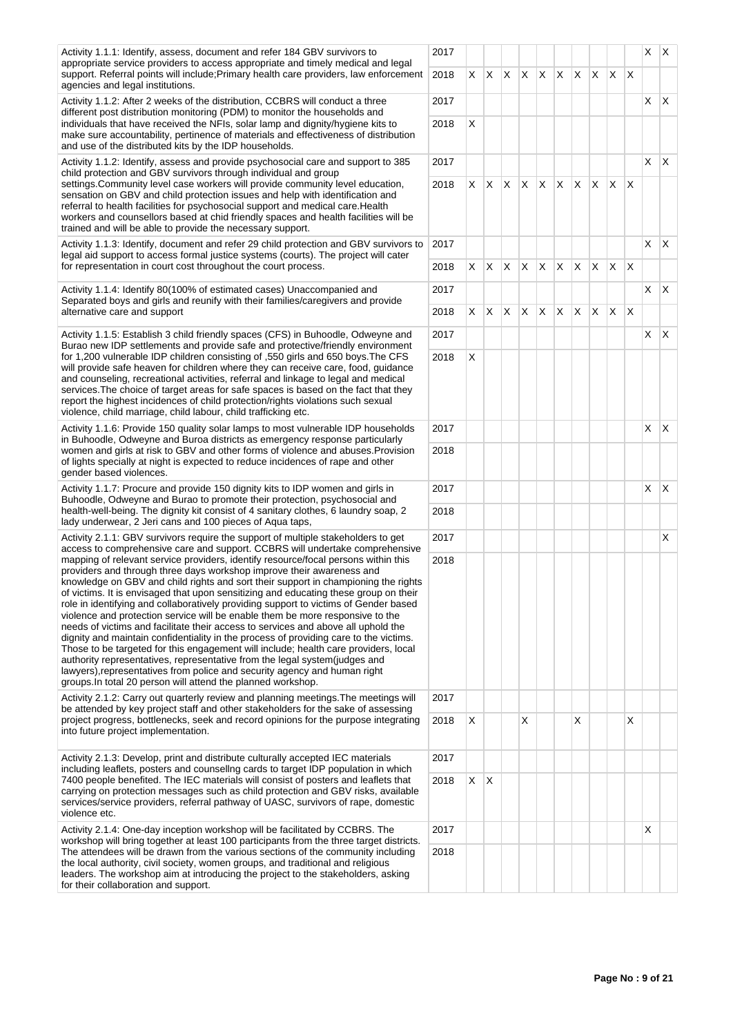| Activity | Year | 1 | 2 | 3 | 4 | 5 | 6 | 7 | 8 | 9 | 10 | 11 | 12 |
|---|---|---|---|---|---|---|---|---|---|---|---|---|---|
| Activity 1.1.1: Identify, assess, document and refer 184 GBV survivors to appropriate service providers to access appropriate and timely medical and legal support. Referral points will include;Primary health care providers, law enforcement agencies and legal institutions. | 2017 | | | | | | | | | | | X | X |
| | 2018 | X | X | X | X | X | X | X | X | X | X | | |
| Activity 1.1.2: After 2 weeks of the distribution, CCBRS will conduct a three different post distribution monitoring (PDM) to monitor the households and individuals that have received the NFIs, solar lamp and dignity/hygiene kits to make sure accountability, pertinence of materials and effectiveness of distribution and use of the distributed kits by the IDP households. | 2017 | | | | | | | | | | | X | X |
| | 2018 | X | | | | | | | | | | | |
| Activity 1.1.2: Identify, assess and provide psychosocial care and support to 385 child protection and GBV survivors through individual and group settings.Community level case workers will provide community level education, sensation on GBV and child protection issues and help with identification and referral to health facilities for psychosocial support and medical care.Health workers and counsellors based at chid friendly spaces and health facilities will be trained and will be able to provide the necessary support. | 2017 | | | | | | | | | | | X | X |
| | 2018 | X | X | X | X | X | X | X | X | X | X | | |
| Activity 1.1.3: Identify, document and refer 29 child protection and GBV survivors to legal aid support to access formal justice systems (courts). The project will cater for representation in court cost throughout the court process. | 2017 | | | | | | | | | | | X | X |
| | 2018 | X | X | X | X | X | X | X | X | X | X | | |
| Activity 1.1.4: Identify 80(100% of estimated cases) Unaccompanied and Separated boys and girls and reunify with their families/caregivers and provide alternative care and support | 2017 | | | | | | | | | | | X | X |
| | 2018 | X | X | X | X | X | X | X | X | X | X | | |
| Activity 1.1.5: Establish 3 child friendly spaces (CFS) in Buhoodle, Odweyne and Burao new IDP settlements and provide safe and protective/friendly environment for 1,200 vulnerable IDP children consisting of ,550 girls and 650 boys.The CFS will provide safe heaven for children where they can receive care, food, guidance and counseling, recreational activities, referral and linkage to legal and medical services.The choice of target areas for safe spaces is based on the fact that they report the highest incidences of child protection/rights violations such sexual violence, child marriage, child labour, child trafficking etc. | 2017 | | | | | | | | | | | X | X |
| | 2018 | X | | | | | | | | | | | |
| Activity 1.1.6: Provide 150 quality solar lamps to most vulnerable IDP households in Buhoodle, Odweyne and Buroa districts as emergency response particularly women and girls at risk to GBV and other forms of violence and abuses.Provision of lights specially at night is expected to reduce incidences of rape and other gender based violences. | 2017 | | | | | | | | | | | X | X |
| | 2018 | | | | | | | | | | | | |
| Activity 1.1.7: Procure and provide 150 dignity kits to IDP women and girls in Buhoodle, Odweyne and Burao to promote their protection, psychosocial and health-well-being. The dignity kit consist of 4 sanitary clothes, 6 laundry soap, 2 lady underwear, 2 Jeri cans and 100 pieces of Aqua taps, | 2017 | | | | | | | | | | | X | X |
| | 2018 | | | | | | | | | | | | |
| Activity 2.1.1: GBV survivors require the support of multiple stakeholders to get access to comprehensive care and support. CCBRS will undertake comprehensive mapping of relevant service providers, identify resource/focal persons within this providers and through three days workshop improve their awareness and knowledge on GBV and child rights and sort their support in championing the rights of victims. It is envisaged that upon sensitizing and educating these group on their role in identifying and collaboratively providing support to victims of Gender based violence and protection service will be enable them be more responsive to the needs of victims and facilitate their access to services and above all uphold the dignity and maintain confidentiality in the process of providing care to the victims. Those to be targeted for this engagement will include; health care providers, local authority representatives, representative from the legal system(judges and lawyers),representatives from police and security agency and human right groups.In total 20 person will attend the planned workshop. | 2017 | | | | | | | | | | | | X |
| | 2018 | | | | | | | | | | | | |
| Activity 2.1.2: Carry out quarterly review and planning meetings.The meetings will be attended by key project staff and other stakeholders for the sake of assessing project progress, bottlenecks, seek and record opinions for the purpose integrating into future project implementation. | 2017 | | | | | | | | | | | | |
| | 2018 | X | | | X | | | X | | | X | | |
| Activity 2.1.3: Develop, print and distribute culturally accepted IEC materials including leaflets, posters and counsellng cards to target IDP population in which 7400 people benefited. The IEC materials will consist of posters and leaflets that carrying on protection messages such as child protection and GBV risks, available services/service providers, referral pathway of UASC, survivors of rape, domestic violence etc. | 2017 | | | | | | | | | | | | |
| | 2018 | X | X | | | | | | | | | | |
| Activity 2.1.4: One-day inception workshop will be facilitated by CCBRS. The workshop will bring together at least 100 participants from the three target districts. The attendees will be drawn from the various sections of the community including the local authority, civil society, women groups, and traditional and religious leaders. The workshop aim at introducing the project to the stakeholders, asking for their collaboration and support. | 2017 | | | | | | | | | | | X | |
| | 2018 | | | | | | | | | | | | |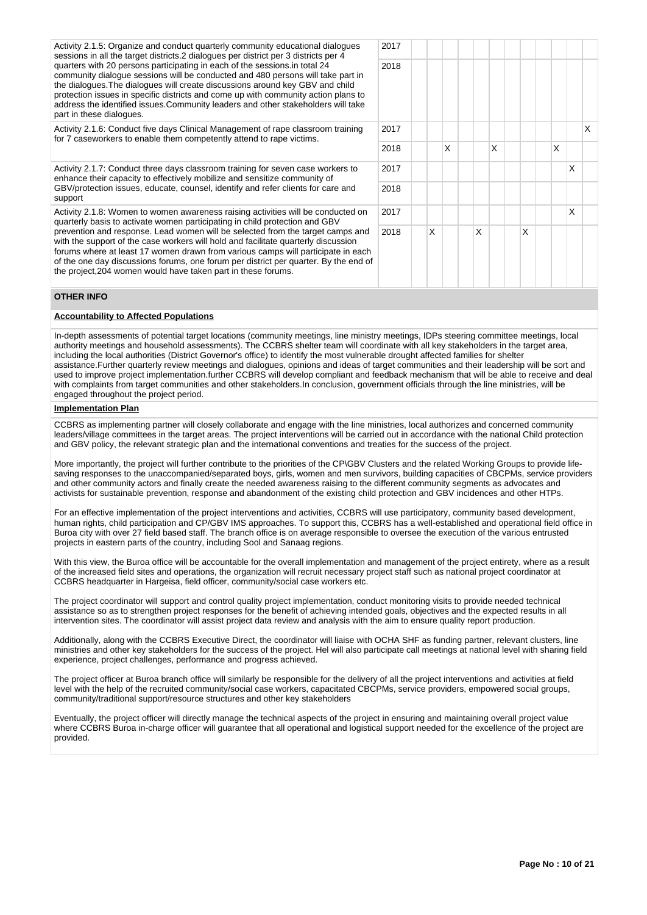| Activity | Year | 1 | 2 | 3 | 4 | 5 | 6 | 7 | 8 | 9 | 10 | 11 | 12 |
|---|---|---|---|---|---|---|---|---|---|---|---|---|---|
| Activity 2.1.5: Organize and conduct quarterly community educational dialogues sessions in all the target districts.2 dialogues per district per 3 districts per 4 quarters with 20 persons participating in each of the sessions.in total 24 community dialogue sessions will be conducted and 480 persons will take part in the dialogues.The dialogues will create discussions around key GBV and child protection issues in specific districts and come up with community action plans to address the identified issues.Community leaders and other stakeholders will take part in these dialogues. | 2017 | | | | | | | | | | | | |
| | 2018 | | | | | | | | | | | | |
| Activity 2.1.6: Conduct five days Clinical Management of rape classroom training for 7 caseworkers to enable them competently attend to rape victims. | 2017 | | | | | | | | | | | | X |
| | 2018 | | | X | | | X | | | | X | | |
| Activity 2.1.7: Conduct three days classroom training for seven case workers to enhance their capacity to effectively mobilize and sensitize community of GBV/protection issues, educate, counsel, identify and refer clients for care and support | 2017 | | | | | | | | | | | X | |
| | 2018 | | | | | | | | | | | | |
| Activity 2.1.8: Women to women awareness raising activities will be conducted on quarterly basis to activate women participating in child protection and GBV prevention and response. Lead women will be selected from the target camps and with the support of the case workers will hold and facilitate quarterly discussion forums where at least 17 women drawn from various camps will participate in each of the one day discussions forums, one forum per district per quarter. By the end of the project,204 women would have taken part in these forums. | 2017 | | | | | | | | | | | X | |
| | 2018 | | X | | | X | | | X | | | | |

## OTHER INFO

### Accountability to Affected Populations

In-depth assessments of potential target locations (community meetings, line ministry meetings, IDPs steering committee meetings, local authority meetings and household assessments). The CCBRS shelter team will coordinate with all key stakeholders in the target area, including the local authorities (District Governor's office) to identify the most vulnerable drought affected families for shelter assistance.Further quarterly review meetings and dialogues, opinions and ideas of target communities and their leadership will be sort and used to improve project implementation.further CCBRS will develop compliant and feedback mechanism that will be able to receive and deal with complaints from target communities and other stakeholders.In conclusion, government officials through the line ministries, will be engaged throughout the project period.

### Implementation Plan

CCBRS as implementing partner will closely collaborate and engage with the line ministries, local authorizes and concerned community leaders/village committees in the target areas. The project interventions will be carried out in accordance with the national Child protection and GBV policy, the relevant strategic plan and the international conventions and treaties for the success of the project.

More importantly, the project will further contribute to the priorities of the CP\GBV Clusters and the related Working Groups to provide life-saving responses to the unaccompanied/separated boys, girls, women and men survivors, building capacities of CBCPMs, service providers and other community actors and finally create the needed awareness raising to the different community segments as advocates and activists for sustainable prevention, response and abandonment of the existing child protection and GBV incidences and other HTPs.

For an effective implementation of the project interventions and activities, CCBRS will use participatory, community based development, human rights, child participation and CP/GBV IMS approaches. To support this, CCBRS has a well-established and operational field office in Buroa city with over 27 field based staff. The branch office is on average responsible to oversee the execution of the various entrusted projects in eastern parts of the country, including Sool and Sanaag regions.

With this view, the Buroa office will be accountable for the overall implementation and management of the project entirety, where as a result of the increased field sites and operations, the organization will recruit necessary project staff such as national project coordinator at CCBRS headquarter in Hargeisa, field officer, community/social case workers etc.

The project coordinator will support and control quality project implementation, conduct monitoring visits to provide needed technical assistance so as to strengthen project responses for the benefit of achieving intended goals, objectives and the expected results in all intervention sites. The coordinator will assist project data review and analysis with the aim to ensure quality report production.

Additionally, along with the CCBRS Executive Direct, the coordinator will liaise with OCHA SHF as funding partner, relevant clusters, line ministries and other key stakeholders for the success of the project. Hel will also participate call meetings at national level with sharing field experience, project challenges, performance and progress achieved.

The project officer at Buroa branch office will similarly be responsible for the delivery of all the project interventions and activities at field level with the help of the recruited community/social case workers, capacitated CBCPMs, service providers, empowered social groups, community/traditional support/resource structures and other key stakeholders

Eventually, the project officer will directly manage the technical aspects of the project in ensuring and maintaining overall project value where CCBRS Buroa in-charge officer will guarantee that all operational and logistical support needed for the excellence of the project are provided.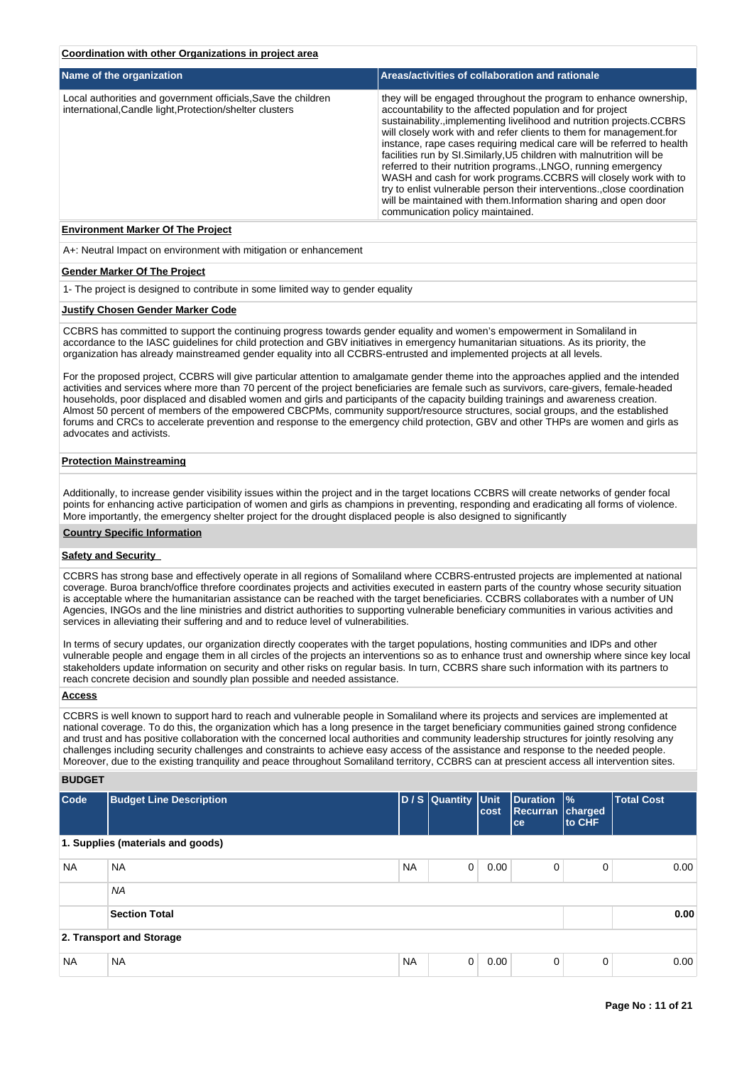**Coordination with other Organizations in project area**

| Name of the organization | Areas/activities of collaboration and rationale |
| --- | --- |
| Local authorities and government officials,Save the children international,Candle light,Protection/shelter clusters | they will be engaged throughout the program to enhance ownership, accountability to the affected population and for project sustainability.,implementing livelihood and nutrition projects.CCBRS will closely work with and refer clients to them for management.for instance, rape cases requiring medical care will be referred to health facilities run by SI.Similarly,U5 children with malnutrition will be referred to their nutrition programs.,LNGO, running emergency WASH and cash for work programs.CCBRS will closely work with to try to enlist vulnerable person their interventions.,close coordination will be maintained with them.Information sharing and open door communication policy maintained. |

**Environment Marker Of The Project**

A+: Neutral Impact on environment with mitigation or enhancement

**Gender Marker Of The Project**

1- The project is designed to contribute in some limited way to gender equality

**Justify Chosen Gender Marker Code**

CCBRS has committed to support the continuing progress towards gender equality and women's empowerment in Somaliland in accordance to the IASC guidelines for child protection and GBV initiatives in emergency humanitarian situations. As its priority, the organization has already mainstreamed gender equality into all CCBRS-entrusted and implemented projects at all levels.

For the proposed project, CCBRS will give particular attention to amalgamate gender theme into the approaches applied and the intended activities and services where more than 70 percent of the project beneficiaries are female such as survivors, care-givers, female-headed households, poor displaced and disabled women and girls and participants of the capacity building trainings and awareness creation. Almost 50 percent of members of the empowered CBCPMs, community support/resource structures, social groups, and the established forums and CRCs to accelerate prevention and response to the emergency child protection, GBV and other THPs are women and girls as advocates and activists.

**Protection Mainstreaming**

Additionally, to increase gender visibility issues within the project and in the target locations CCBRS will create networks of gender focal points for enhancing active participation of women and girls as champions in preventing, responding and eradicating all forms of violence. More importantly, the emergency shelter project for the drought displaced people is also designed to significantly

**Country Specific Information**

**Safety and Security**

CCBRS has strong base and effectively operate in all regions of Somaliland where CCBRS-entrusted projects are implemented at national coverage. Buroa branch/office threfore coordinates projects and activities executed in eastern parts of the country whose security situation is acceptable where the humanitarian assistance can be reached with the target beneficiaries. CCBRS collaborates with a number of UN Agencies, INGOs and the line ministries and district authorities to supporting vulnerable beneficiary communities in various activities and services in alleviating their suffering and and to reduce level of vulnerabilities.

In terms of secury updates, our organization directly cooperates with the target populations, hosting communities and IDPs and other vulnerable people and engage them in all circles of the projects an interventions so as to enhance trust and ownership where since key local stakeholders update information on security and other risks on regular basis. In turn, CCBRS share such information with its partners to reach concrete decision and soundly plan possible and needed assistance.

**Access**

CCBRS is well known to support hard to reach and vulnerable people in Somaliland where its projects and services are implemented at national coverage. To do this, the organization which has a long presence in the target beneficiary communities gained strong confidence and trust and has positive collaboration with the concerned local authorities and community leadership structures for jointly resolving any challenges including security challenges and constraints to achieve easy access of the assistance and response to the needed people. Moreover, due to the existing tranquility and peace throughout Somaliland territory, CCBRS can at prescient access all intervention sites.

**BUDGET**

| Code | Budget Line Description | D / S | Quantity | Unit cost | Duration Recurrance | % charged to CHF | Total Cost |
| --- | --- | --- | --- | --- | --- | --- | --- |
| **1. Supplies (materials and goods)** | | | | | | | |
| NA | NA | NA | 0 | 0.00 | 0 | 0 | 0.00 |
| | *NA* | | | | | | |
| | **Section Total** | | | | | | **0.00** |
| **2. Transport and Storage** | | | | | | | |
| NA | NA | NA | 0 | 0.00 | 0 | 0 | 0.00 |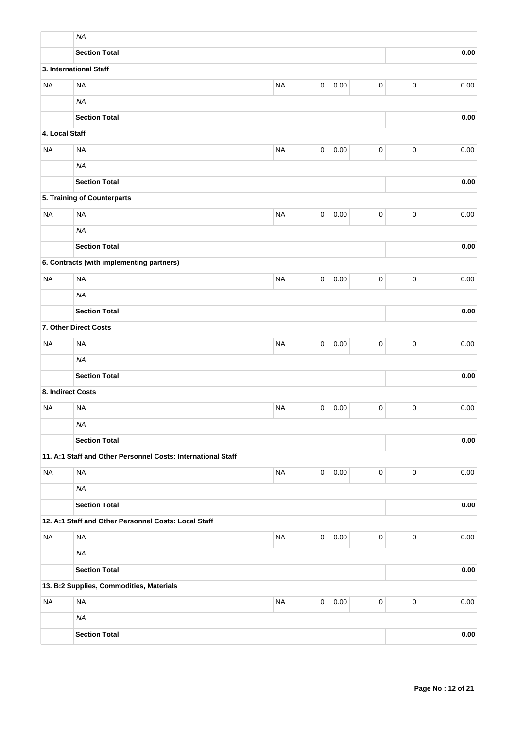| | | | | | | | |
|---|---|---|---|---|---|---|---|
| | *NA* | | | | | | |
| | **Section Total** | | | | | | **0.00** |
| **3. International Staff** | | | | | | | |
| NA | NA | NA | 0 | 0.00 | 0 | 0 | 0.00 |
| | *NA* | | | | | | |
| | **Section Total** | | | | | | **0.00** |
| **4. Local Staff** | | | | | | | |
| NA | NA | NA | 0 | 0.00 | 0 | 0 | 0.00 |
| | *NA* | | | | | | |
| | **Section Total** | | | | | | **0.00** |
| | **5. Training of Counterparts** | | | | | | |
| NA | NA | NA | 0 | 0.00 | 0 | 0 | 0.00 |
| | *NA* | | | | | | |
| | **Section Total** | | | | | | **0.00** |
| | **6. Contracts (with implementing partners)** | | | | | | |
| NA | NA | NA | 0 | 0.00 | 0 | 0 | 0.00 |
| | *NA* | | | | | | |
| | **Section Total** | | | | | | **0.00** |
| **7. Other Direct Costs** | | | | | | | |
| NA | NA | NA | 0 | 0.00 | 0 | 0 | 0.00 |
| | *NA* | | | | | | |
| | **Section Total** | | | | | | **0.00** |
| **8. Indirect Costs** | | | | | | | |
| NA | NA | NA | 0 | 0.00 | 0 | 0 | 0.00 |
| | *NA* | | | | | | |
| | **Section Total** | | | | | | **0.00** |
| | **11. A:1 Staff and Other Personnel Costs: International Staff** | | | | | | |
| NA | NA | NA | 0 | 0.00 | 0 | 0 | 0.00 |
| | *NA* | | | | | | |
| | **Section Total** | | | | | | **0.00** |
| | **12. A:1 Staff and Other Personnel Costs: Local Staff** | | | | | | |
| NA | NA | NA | 0 | 0.00 | 0 | 0 | 0.00 |
| | *NA* | | | | | | |
| | **Section Total** | | | | | | **0.00** |
| | **13. B:2 Supplies, Commodities, Materials** | | | | | | |
| NA | NA | NA | 0 | 0.00 | 0 | 0 | 0.00 |
| | *NA* | | | | | | |
| | **Section Total** | | | | | | **0.00** |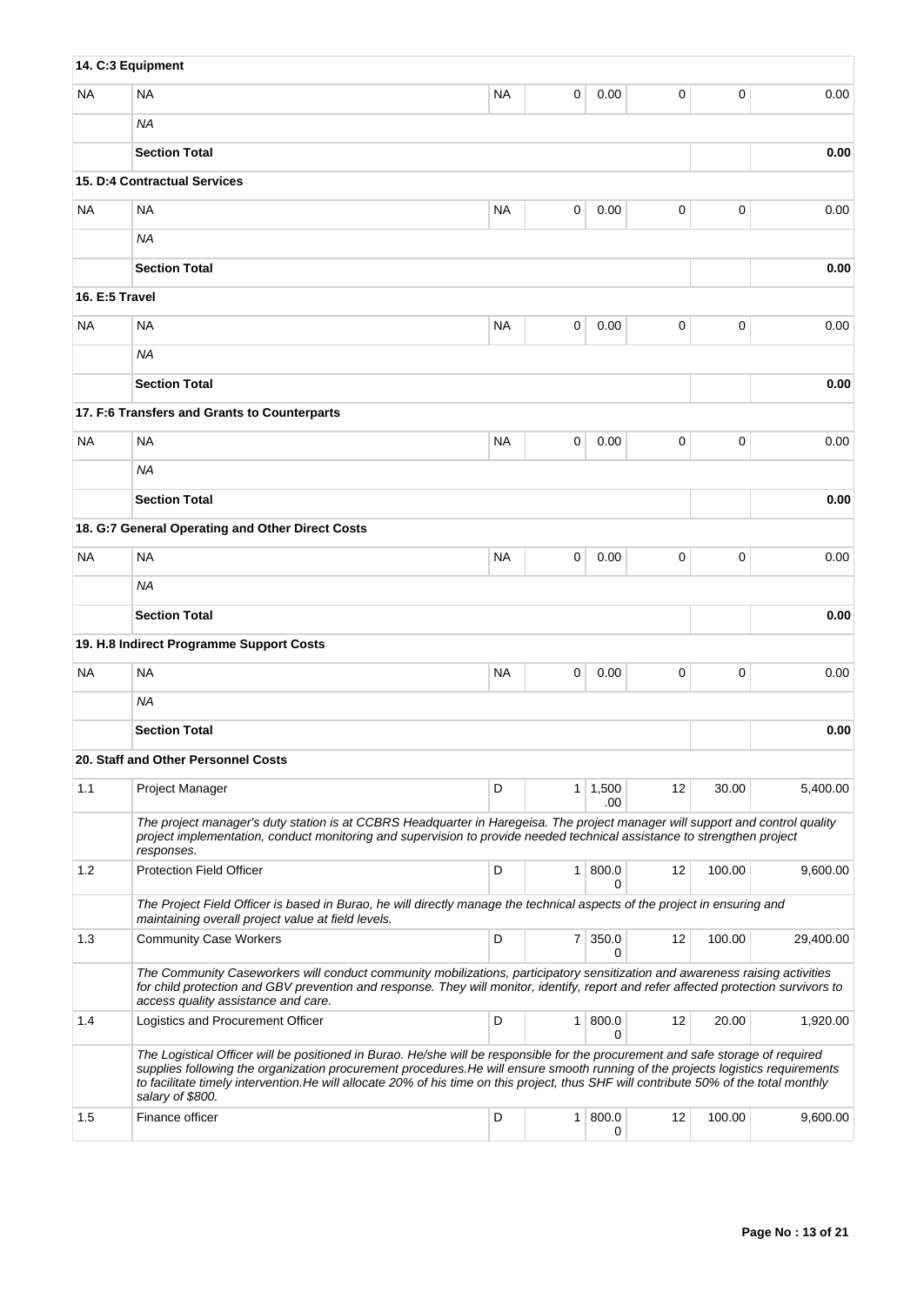| | | | | | | | |
|---|---|---|---|---|---|---|---|
| **14. C:3 Equipment** | | | | | | | |
| NA | NA | NA | 0 | 0.00 | 0 | 0 | 0.00 |
| | *NA* | | | | | | |
| | **Section Total** | | | | | | **0.00** |
| **15. D:4 Contractual Services** | | | | | | | |
| NA | NA | NA | 0 | 0.00 | 0 | 0 | 0.00 |
| | *NA* | | | | | | |
| | **Section Total** | | | | | | **0.00** |
| **16. E:5 Travel** | | | | | | | |
| NA | NA | NA | 0 | 0.00 | 0 | 0 | 0.00 |
| | *NA* | | | | | | |
| | **Section Total** | | | | | | **0.00** |
| **17. F:6 Transfers and Grants to Counterparts** | | | | | | | |
| NA | NA | NA | 0 | 0.00 | 0 | 0 | 0.00 |
| | *NA* | | | | | | |
| | **Section Total** | | | | | | **0.00** |
| **18. G:7 General Operating and Other Direct Costs** | | | | | | | |
| NA | NA | NA | 0 | 0.00 | 0 | 0 | 0.00 |
| | *NA* | | | | | | |
| | **Section Total** | | | | | | **0.00** |
| **19. H.8 Indirect Programme Support Costs** | | | | | | | |
| NA | NA | NA | 0 | 0.00 | 0 | 0 | 0.00 |
| | *NA* | | | | | | |
| | **Section Total** | | | | | | **0.00** |
| **20. Staff and Other Personnel Costs** | | | | | | | |
| 1.1 | Project Manager | D | 1 | 1,500.00 | 12 | 30.00 | 5,400.00 |
| | *The project manager's duty station is at CCBRS Headquarter in Haregeisa. The project manager will support and control quality project implementation, conduct monitoring and supervision to provide needed technical assistance to strengthen project responses.* | | | | | | |
| 1.2 | Protection Field Officer | D | 1 | 800.00 | 12 | 100.00 | 9,600.00 |
| | *The Project Field Officer is based in Burao, he will directly manage the technical aspects of the project in ensuring and maintaining overall project value at field levels.* | | | | | | |
| 1.3 | Community Case Workers | D | 7 | 350.00 | 12 | 100.00 | 29,400.00 |
| | *The Community Caseworkers will conduct community mobilizations, participatory sensitization and awareness raising activities for child protection and GBV prevention and response. They will monitor, identify, report and refer affected protection survivors to access quality assistance and care.* | | | | | | |
| 1.4 | Logistics and Procurement Officer | D | 1 | 800.00 | 12 | 20.00 | 1,920.00 |
| | *The Logistical Officer will be positioned in Burao. He/she will be responsible for the procurement and safe storage of required supplies following the organization procurement procedures.He will ensure smooth running of the projects logistics requirements to facilitate timely intervention.He will allocate 20% of his time on this project, thus SHF will contribute 50% of the total monthly salary of $800.* | | | | | | |
| 1.5 | Finance officer | D | 1 | 800.00 | 12 | 100.00 | 9,600.00 |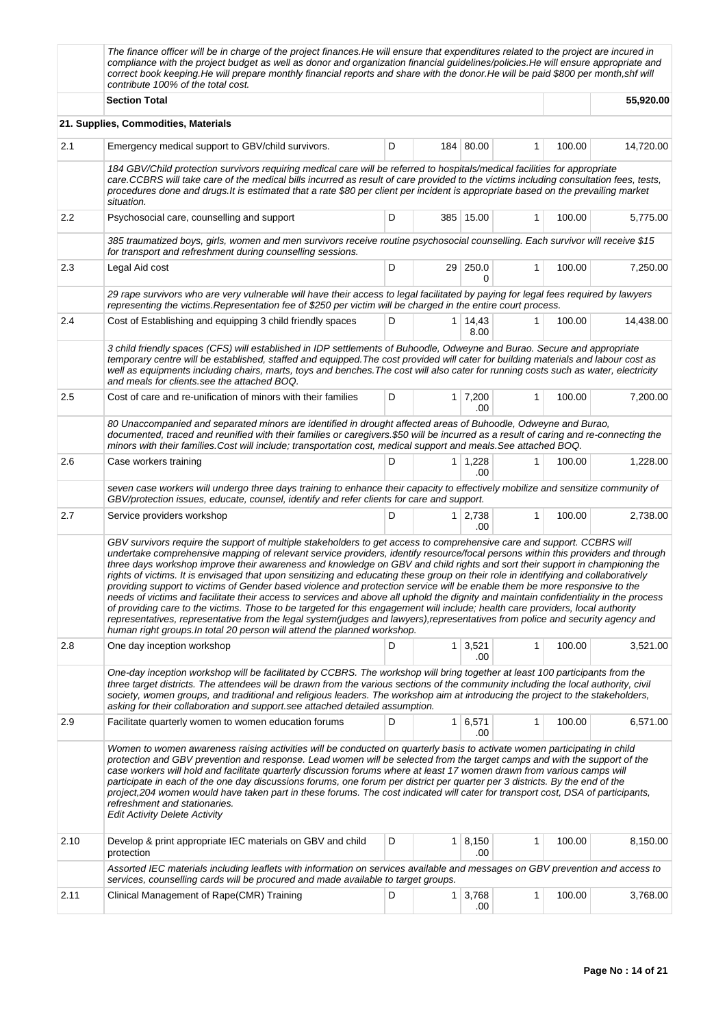| | | | | | | | |
|---|---|---|---|---|---|---|---|
| | *The finance officer will be in charge of the project finances.He will ensure that expenditures related to the project are incured in compliance with the project budget as well as donor and organization financial guidelines/policies.He will ensure appropriate and correct book keeping.He will prepare monthly financial reports and share with the donor.He will be paid $800 per month,shf will contribute 100% of the total cost.* | | | | | | |
| | **Section Total** | | | | | | **55,920.00** |
| | **21. Supplies, Commodities, Materials** | | | | | | |
| 2.1 | Emergency medical support to GBV/child survivors. | D | 184 | 80.00 | 1 | 100.00 | 14,720.00 |
| | *184 GBV/Child protection survivors requiring medical care will be referred to hospitals/medical facilities for appropriate care.CCBRS will take care of the medical bills incurred as result of care provided to the victims including consultation fees, tests, procedures done and drugs.It is estimated that a rate $80 per client per incident is appropriate based on the prevailing market situation.* | | | | | | |
| 2.2 | Psychosocial care, counselling and support | D | 385 | 15.00 | 1 | 100.00 | 5,775.00 |
| | *385 traumatized boys, girls, women and men survivors receive routine psychosocial counselling. Each survivor will receive $15 for transport and refreshment during counselling sessions.* | | | | | | |
| 2.3 | Legal Aid cost | D | 29 | 250.00 | 1 | 100.00 | 7,250.00 |
| | *29 rape survivors who are very vulnerable will have their access to legal facilitated by paying for legal fees required by lawyers representing the victims.Representation fee of $250 per victim will be charged in the entire court process.* | | | | | | |
| 2.4 | Cost of Establishing and equipping 3 child friendly spaces | D | 1 | 14,438.00 | 1 | 100.00 | 14,438.00 |
| | *3 child friendly spaces (CFS) will established in IDP settlements of Buhoodle, Odweyne and Burao. Secure and appropriate temporary centre will be established, staffed and equipped.The cost provided will cater for building materials and labour cost as well as equipments including chairs, marts, toys and benches.The cost will also cater for running costs such as water, electricity and meals for clients.see the attached BOQ.* | | | | | | |
| 2.5 | Cost of care and re-unification of minors with their families | D | 1 | 7,200.00 | 1 | 100.00 | 7,200.00 |
| | *80 Unaccompanied and separated minors are identified in drought affected areas of Buhoodle, Odweyne and Burao, documented, traced and reunified with their families or caregivers.$50 will be incurred as a result of caring and re-connecting the minors with their families.Cost will include; transportation cost, medical support and meals.See attached BOQ.* | | | | | | |
| 2.6 | Case workers training | D | 1 | 1,228.00 | 1 | 100.00 | 1,228.00 |
| | *seven case workers will undergo three days training to enhance their capacity to effectively mobilize and sensitize community of GBV/protection issues, educate, counsel, identify and refer clients for care and support.* | | | | | | |
| 2.7 | Service providers workshop | D | 1 | 2,738.00 | 1 | 100.00 | 2,738.00 |
| | *GBV survivors require the support of multiple stakeholders to get access to comprehensive care and support. CCBRS will undertake comprehensive mapping of relevant service providers, identify resource/focal persons within this providers and through three days workshop improve their awareness and knowledge on GBV and child rights and sort their support in championing the rights of victims. It is envisaged that upon sensitizing and educating these group on their role in identifying and collaboratively providing support to victims of Gender based violence and protection service will be enable them be more responsive to the needs of victims and facilitate their access to services and above all uphold the dignity and maintain confidentiality in the process of providing care to the victims. Those to be targeted for this engagement will include; health care providers, local authority representatives, representative from the legal system(judges and lawyers),representatives from police and security agency and human right groups.In total 20 person will attend the planned workshop.* | | | | | | |
| 2.8 | One day inception workshop | D | 1 | 3,521.00 | 1 | 100.00 | 3,521.00 |
| | *One-day inception workshop will be facilitated by CCBRS. The workshop will bring together at least 100 participants from the three target districts. The attendees will be drawn from the various sections of the community including the local authority, civil society, women groups, and traditional and religious leaders. The workshop aim at introducing the project to the stakeholders, asking for their collaboration and support.see attached detailed assumption.* | | | | | | |
| 2.9 | Facilitate quarterly women to women education forums | D | 1 | 6,571.00 | 1 | 100.00 | 6,571.00 |
| | *Women to women awareness raising activities will be conducted on quarterly basis to activate women participating in child protection and GBV prevention and response. Lead women will be selected from the target camps and with the support of the case workers will hold and facilitate quarterly discussion forums where at least 17 women drawn from various camps will participate in each of the one day discussions forums, one forum per district per quarter per 3 districts. By the end of the project,204 women would have taken part in these forums. The cost indicated will cater for transport cost, DSA of participants, refreshment and stationaries.*<br>*Edit Activity Delete Activity* | | | | | | |
| 2.10 | Develop & print appropriate IEC materials on GBV and child protection | D | 1 | 8,150.00 | 1 | 100.00 | 8,150.00 |
| | *Assorted IEC materials including leaflets with information on services available and messages on GBV prevention and access to services, counselling cards will be procured and made available to target groups.* | | | | | | |
| 2.11 | Clinical Management of Rape(CMR) Training | D | 1 | 3,768.00 | 1 | 100.00 | 3,768.00 |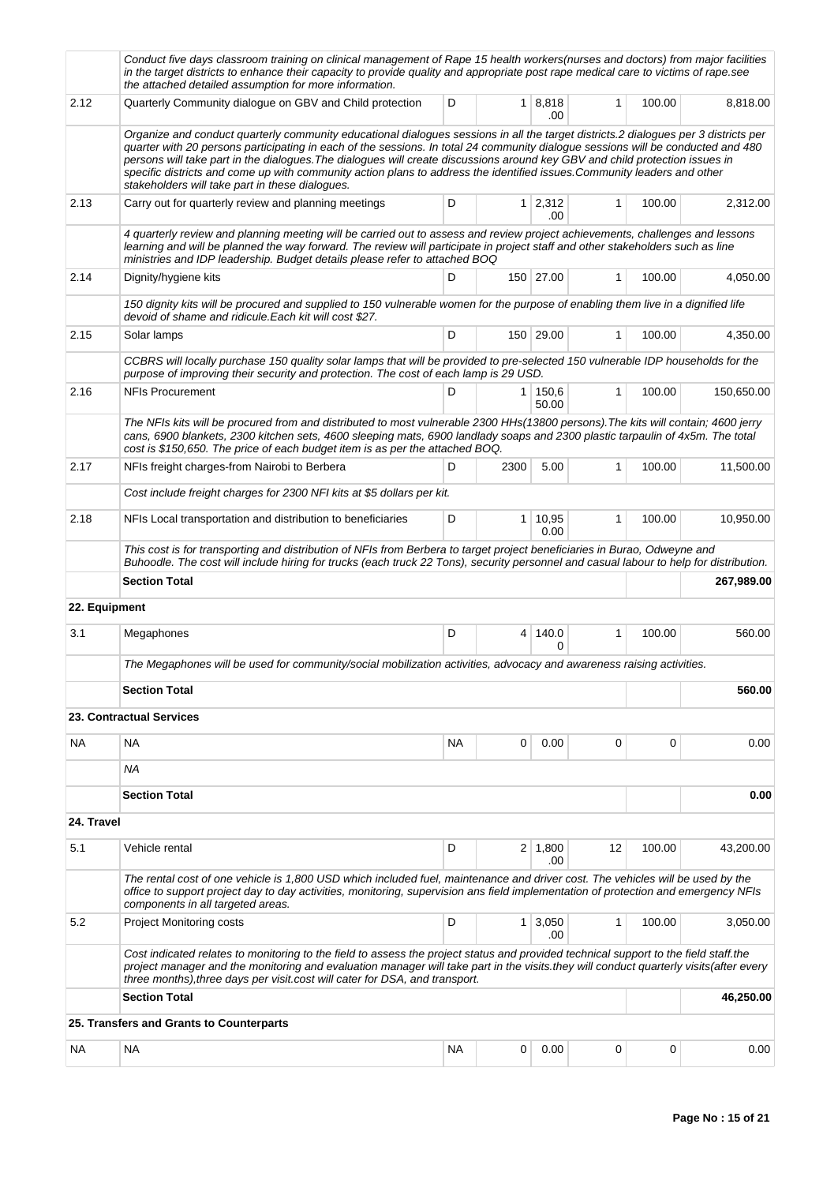| | | | | | | | |
|---|---|---|---|---|---|---|---|
| | *Conduct five days classroom training on clinical management of Rape 15 health workers(nurses and doctors) from major facilities in the target districts to enhance their capacity to provide quality and appropriate post rape medical care to victims of rape.see the attached detailed assumption for more information.* | | | | | | |
| 2.12 | Quarterly Community dialogue on GBV and Child protection | D | 1 | 8,818.00 | 1 | 100.00 | 8,818.00 |
| | *Organize and conduct quarterly community educational dialogues sessions in all the target districts.2 dialogues per 3 districts per quarter with 20 persons participating in each of the sessions. In total 24 community dialogue sessions will be conducted and 480 persons will take part in the dialogues.The dialogues will create discussions around key GBV and child protection issues in specific districts and come up with community action plans to address the identified issues.Community leaders and other stakeholders will take part in these dialogues.* | | | | | | |
| 2.13 | Carry out for quarterly review and planning meetings | D | 1 | 2,312.00 | 1 | 100.00 | 2,312.00 |
| | *4 quarterly review and planning meeting will be carried out to assess and review project achievements, challenges and lessons learning and will be planned the way forward. The review will participate in project staff and other stakeholders such as line ministries and IDP leadership. Budget details please refer to attached BOQ* | | | | | | |
| 2.14 | Dignity/hygiene kits | D | 150 | 27.00 | 1 | 100.00 | 4,050.00 |
| | *150 dignity kits will be procured and supplied to 150 vulnerable women for the purpose of enabling them live in a dignified life devoid of shame and ridicule.Each kit will cost $27.* | | | | | | |
| 2.15 | Solar lamps | D | 150 | 29.00 | 1 | 100.00 | 4,350.00 |
| | *CCBRS will locally purchase 150 quality solar lamps that will be provided to pre-selected 150 vulnerable IDP households for the purpose of improving their security and protection. The cost of each lamp is 29 USD.* | | | | | | |
| 2.16 | NFIs Procurement | D | 1 | 150,650.00 | 1 | 100.00 | 150,650.00 |
| | *The NFIs kits will be procured from and distributed to most vulnerable 2300 HHs(13800 persons).The kits will contain; 4600 jerry cans, 6900 blankets, 2300 kitchen sets, 4600 sleeping mats, 6900 landlady soaps and 2300 plastic tarpaulin of 4x5m. The total cost is $150,650. The price of each budget item is as per the attached BOQ.* | | | | | | |
| 2.17 | NFIs freight charges-from Nairobi to Berbera | D | 2300 | 5.00 | 1 | 100.00 | 11,500.00 |
| | *Cost include freight charges for 2300 NFI kits at $5 dollars per kit.* | | | | | | |
| 2.18 | NFIs Local transportation and distribution to beneficiaries | D | 1 | 10,950.00 | 1 | 100.00 | 10,950.00 |
| | *This cost is for transporting and distribution of NFIs from Berbera to target project beneficiaries in Burao, Odweyne and Buhoodle. The cost will include hiring for trucks (each truck 22 Tons), security personnel and casual labour to help for distribution.* | | | | | | |
| | **Section Total** | | | | | | **267,989.00** |
| **22. Equipment** | | | | | | | |
| 3.1 | Megaphones | D | 4 | 140.00 | 1 | 100.00 | 560.00 |
| | *The Megaphones will be used for community/social mobilization activities, advocacy and awareness raising activities.* | | | | | | |
| | **Section Total** | | | | | | **560.00** |
| | **23. Contractual Services** | | | | | | |
| NA | NA | NA | 0 | 0.00 | 0 | 0 | 0.00 |
| | *NA* | | | | | | |
| | **Section Total** | | | | | | **0.00** |
| **24. Travel** | | | | | | | |
| 5.1 | Vehicle rental | D | 2 | 1,800.00 | 12 | 100.00 | 43,200.00 |
| | *The rental cost of one vehicle is 1,800 USD which included fuel, maintenance and driver cost. The vehicles will be used by the office to support project day to day activities, monitoring, supervision ans field implementation of protection and emergency NFIs components in all targeted areas.* | | | | | | |
| 5.2 | Project Monitoring costs | D | 1 | 3,050.00 | 1 | 100.00 | 3,050.00 |
| | *Cost indicated relates to monitoring to the field to assess the project status and provided technical support to the field staff.the project manager and the monitoring and evaluation manager will take part in the visits.they will conduct quarterly visits(after every three months),three days per visit.cost will cater for DSA, and transport.* | | | | | | |
| | **Section Total** | | | | | | **46,250.00** |
| | **25. Transfers and Grants to Counterparts** | | | | | | |
| NA | NA | NA | 0 | 0.00 | 0 | 0 | 0.00 |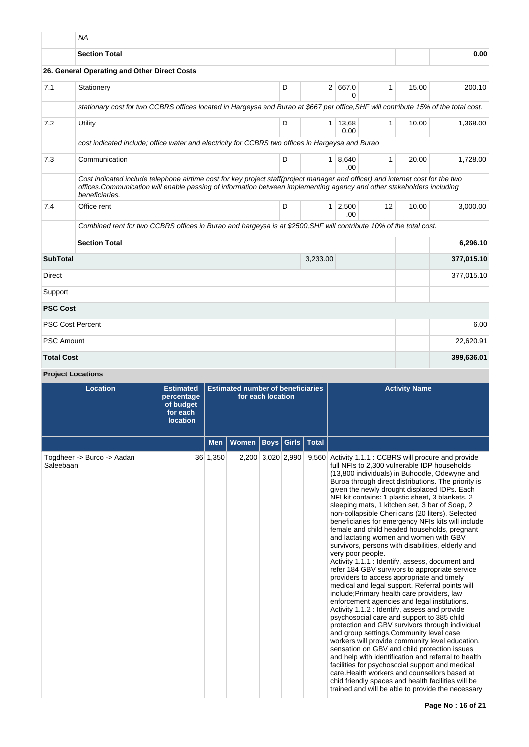| | | | | | | | |
|---|---|---|---|---|---|---|---|
| | *NA* | | | | | | |
| | **Section Total** | | | | | | **0.00** |
| **26. General Operating and Other Direct Costs** | | | | | | | |
| 7.1 | Stationery | D | 2 | 667.00 | 1 | 15.00 | 200.10 |
| | *stationary cost for two CCBRS offices located in Hargeysa and Burao at $667 per office,SHF will contribute 15% of the total cost.* | | | | | | |
| 7.2 | Utility | D | 1 | 13,680.00 | 1 | 10.00 | 1,368.00 |
| | *cost indicated include; office water and electricity for CCBRS two offices in Hargeysa and Burao* | | | | | | |
| 7.3 | Communication | D | 1 | 8,640.00 | 1 | 20.00 | 1,728.00 |
| | *Cost indicated include telephone airtime cost for key project staff(project manager and officer) and internet cost for the two offices.Communication will enable passing of information between implementing agency and other stakeholders including beneficiaries.* | | | | | | |
| 7.4 | Office rent | D | 1 | 2,500.00 | 12 | 10.00 | 3,000.00 |
| | *Combined rent for two CCBRS offices in Burao and hargeysa is at $2500,SHF will contribute 10% of the total cost.* | | | | | | |
| | **Section Total** | | | | | | **6,296.10** |
| **SubTotal** | | | 3,233.00 | | | | **377,015.10** |
| Direct | | | | | | | 377,015.10 |
| Support | | | | | | | |
| **PSC Cost** | | | | | | | |
| PSC Cost Percent | | | | | | | 6.00 |
| PSC Amount | | | | | | | 22,620.91 |
| **Total Cost** | | | | | | | **399,636.01** |

**Project Locations**

| Location | Estimated percentage of budget for each location | Estimated number of beneficiaries for each location | | | | | Activity Name |
|---|---|---|---|---|---|---|---|
| | | Men | Women | Boys | Girls | Total | |
| Togdheer -> Burco -> Aadan Saleebaan | 36 | 1,350 | 2,200 | 3,020 | 2,990 | 9,560 | Activity 1.1.1 : CCBRS will procure and provide full NFIs to 2,300 vulnerable IDP households (13,800 individuals) in Buhoodle, Odewyne and Buroa through direct distributions. The priority is given the newly drought displaced IDPs. Each NFI kit contains: 1 plastic sheet, 3 blankets, 2 sleeping mats, 1 kitchen set, 3 bar of Soap, 2 non-collapsible Cheri cans (20 liters). Selected beneficiaries for emergency NFIs kits will include female and child headed households, pregnant and lactating women and women with GBV survivors, persons with disabilities, elderly and very poor people.<br>Activity 1.1.1 : Identify, assess, document and refer 184 GBV survivors to appropriate service providers to access appropriate and timely medical and legal support. Referral points will include;Primary health care providers, law enforcement agencies and legal institutions.<br>Activity 1.1.2 : Identify, assess and provide psychosocial care and support to 385 child protection and GBV survivors through individual and group settings.Community level case workers will provide community level education, sensation on GBV and child protection issues and help with identification and referral to health facilities for psychosocial support and medical care.Health workers and counsellors based at chid friendly spaces and health facilities will be trained and will be able to provide the necessary |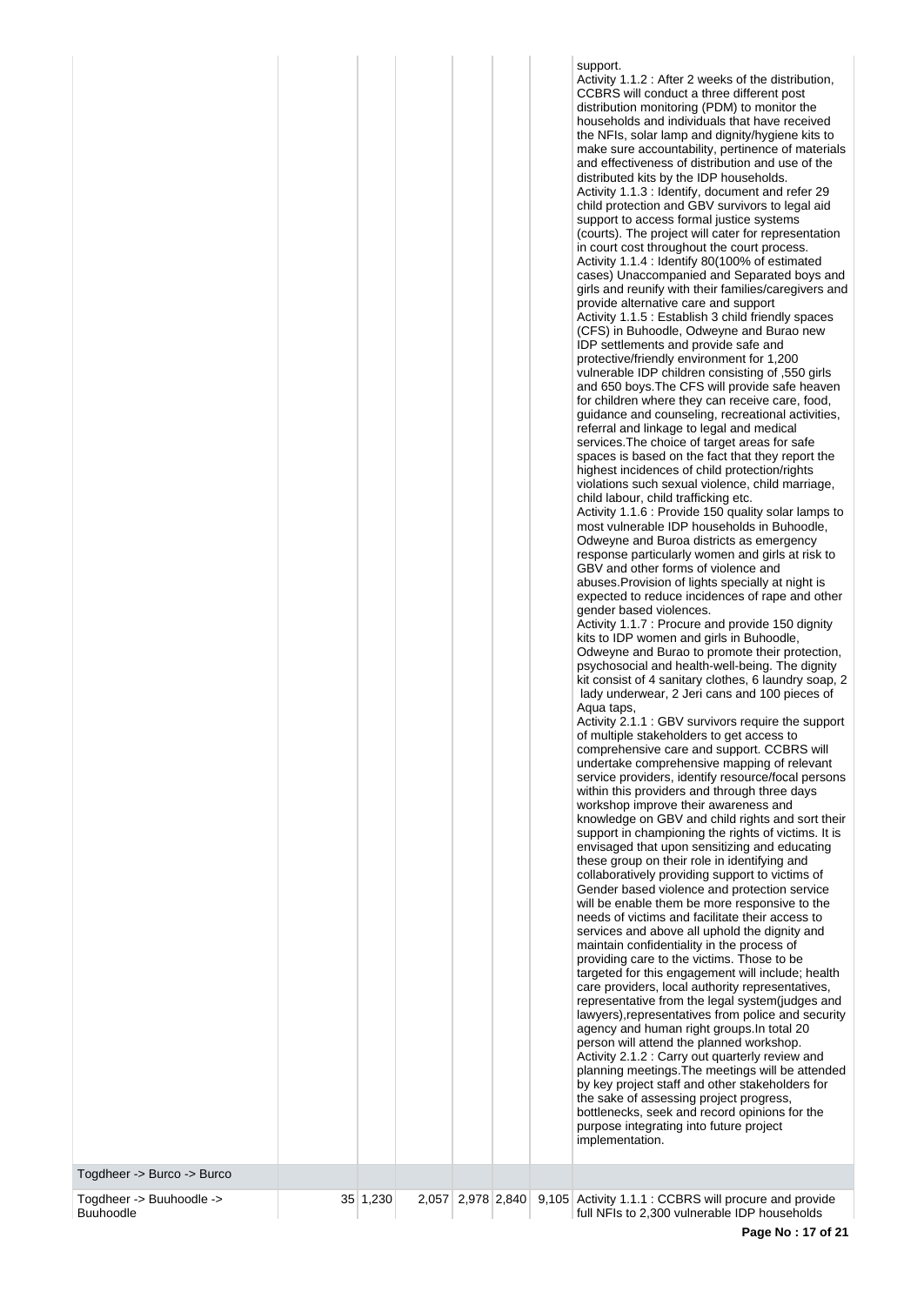| | | | | | | | |
|---|---|---|---|---|---|---|---|
| | | | | | | | support.<br>Activity 1.1.2 : After 2 weeks of the distribution, CCBRS will conduct a three different post distribution monitoring (PDM) to monitor the households and individuals that have received the NFIs, solar lamp and dignity/hygiene kits to make sure accountability, pertinence of materials and effectiveness of distribution and use of the distributed kits by the IDP households.<br>Activity 1.1.3 : Identify, document and refer 29 child protection and GBV survivors to legal aid support to access formal justice systems (courts). The project will cater for representation in court cost throughout the court process.<br>Activity 1.1.4 : Identify 80(100% of estimated cases) Unaccompanied and Separated boys and girls and reunify with their families/caregivers and provide alternative care and support<br>Activity 1.1.5 : Establish 3 child friendly spaces (CFS) in Buhoodle, Odweyne and Burao new IDP settlements and provide safe and protective/friendly environment for 1,200 vulnerable IDP children consisting of ,550 girls and 650 boys.The CFS will provide safe heaven for children where they can receive care, food, guidance and counseling, recreational activities, referral and linkage to legal and medical services.The choice of target areas for safe spaces is based on the fact that they report the highest incidences of child protection/rights violations such sexual violence, child marriage, child labour, child trafficking etc.<br>Activity 1.1.6 : Provide 150 quality solar lamps to most vulnerable IDP households in Buhoodle, Odweyne and Buroa districts as emergency response particularly women and girls at risk to GBV and other forms of violence and abuses.Provision of lights specially at night is expected to reduce incidences of rape and other gender based violences.<br>Activity 1.1.7 : Procure and provide 150 dignity kits to IDP women and girls in Buhoodle, Odweyne and Burao to promote their protection, psychosocial and health-well-being. The dignity kit consist of 4 sanitary clothes, 6 laundry soap, 2 lady underwear, 2 Jeri cans and 100 pieces of Aqua taps,<br>Activity 2.1.1 : GBV survivors require the support of multiple stakeholders to get access to comprehensive care and support. CCBRS will undertake comprehensive mapping of relevant service providers, identify resource/focal persons within this providers and through three days workshop improve their awareness and knowledge on GBV and child rights and sort their support in championing the rights of victims. It is envisaged that upon sensitizing and educating these group on their role in identifying and collaboratively providing support to victims of Gender based violence and protection service will be enable them be more responsive to the needs of victims and facilitate their access to services and above all uphold the dignity and maintain confidentiality in the process of providing care to the victims. Those to be targeted for this engagement will include; health care providers, local authority representatives, representative from the legal system(judges and lawyers),representatives from police and security agency and human right groups.In total 20 person will attend the planned workshop.<br>Activity 2.1.2 : Carry out quarterly review and planning meetings.The meetings will be attended by key project staff and other stakeholders for the sake of assessing project progress, bottlenecks, seek and record opinions for the purpose integrating into future project implementation. |
| Togdheer -> Burco -> Burco | | | | | | | |
| Togdheer -> Buuhoodle -> Buuhoodle | 35 | 1,230 | 2,057 | 2,978 | 2,840 | 9,105 | Activity 1.1.1 : CCBRS will procure and provide full NFIs to 2,300 vulnerable IDP households |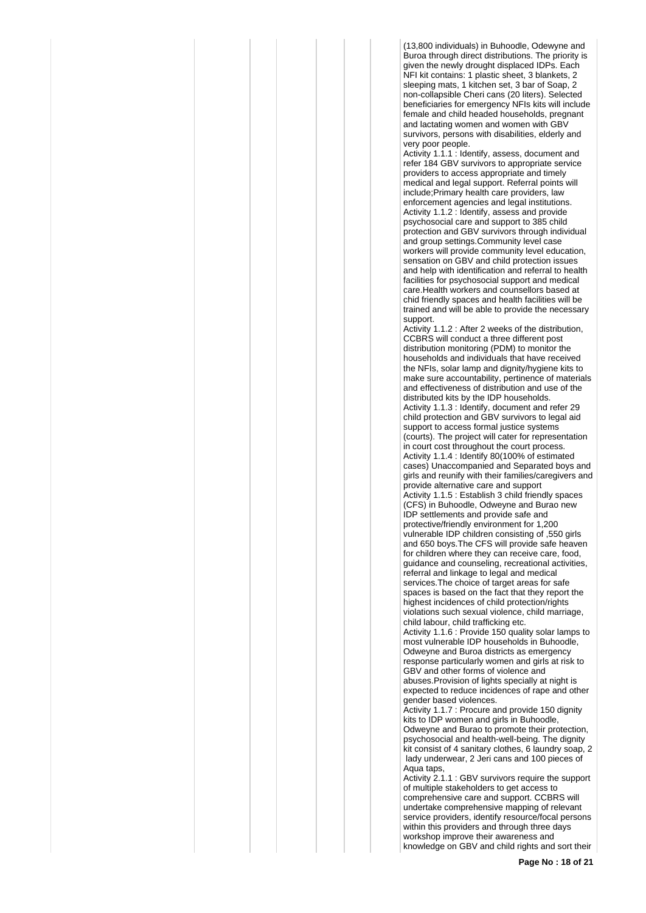(13,800 individuals) in Buhoodle, Odewyne and Buroa through direct distributions. The priority is given the newly drought displaced IDPs. Each NFI kit contains: 1 plastic sheet, 3 blankets, 2 sleeping mats, 1 kitchen set, 3 bar of Soap, 2 non-collapsible Cheri cans (20 liters). Selected beneficiaries for emergency NFIs kits will include female and child headed households, pregnant and lactating women and women with GBV survivors, persons with disabilities, elderly and very poor people.

Activity 1.1.1 : Identify, assess, document and refer 184 GBV survivors to appropriate service providers to access appropriate and timely medical and legal support. Referral points will include;Primary health care providers, law enforcement agencies and legal institutions.

Activity 1.1.2 : Identify, assess and provide psychosocial care and support to 385 child protection and GBV survivors through individual and group settings.Community level case workers will provide community level education, sensation on GBV and child protection issues and help with identification and referral to health facilities for psychosocial support and medical care.Health workers and counsellors based at chid friendly spaces and health facilities will be trained and will be able to provide the necessary support.

Activity 1.1.2 : After 2 weeks of the distribution, CCBRS will conduct a three different post distribution monitoring (PDM) to monitor the households and individuals that have received the NFIs, solar lamp and dignity/hygiene kits to make sure accountability, pertinence of materials and effectiveness of distribution and use of the distributed kits by the IDP households.

Activity 1.1.3 : Identify, document and refer 29 child protection and GBV survivors to legal aid support to access formal justice systems (courts). The project will cater for representation in court cost throughout the court process.

Activity 1.1.4 : Identify 80(100% of estimated cases) Unaccompanied and Separated boys and girls and reunify with their families/caregivers and provide alternative care and support

Activity 1.1.5 : Establish 3 child friendly spaces (CFS) in Buhoodle, Odweyne and Burao new IDP settlements and provide safe and protective/friendly environment for 1,200 vulnerable IDP children consisting of ,550 girls and 650 boys.The CFS will provide safe heaven for children where they can receive care, food, guidance and counseling, recreational activities, referral and linkage to legal and medical services.The choice of target areas for safe spaces is based on the fact that they report the highest incidences of child protection/rights violations such sexual violence, child marriage, child labour, child trafficking etc.

Activity 1.1.6 : Provide 150 quality solar lamps to most vulnerable IDP households in Buhoodle, Odweyne and Buroa districts as emergency response particularly women and girls at risk to GBV and other forms of violence and abuses.Provision of lights specially at night is expected to reduce incidences of rape and other gender based violences.

Activity 1.1.7 : Procure and provide 150 dignity kits to IDP women and girls in Buhoodle, Odweyne and Burao to promote their protection, psychosocial and health-well-being. The dignity kit consist of 4 sanitary clothes, 6 laundry soap, 2 lady underwear, 2 Jeri cans and 100 pieces of Aqua taps,

Activity 2.1.1 : GBV survivors require the support of multiple stakeholders to get access to comprehensive care and support. CCBRS will undertake comprehensive mapping of relevant service providers, identify resource/focal persons within this providers and through three days workshop improve their awareness and knowledge on GBV and child rights and sort their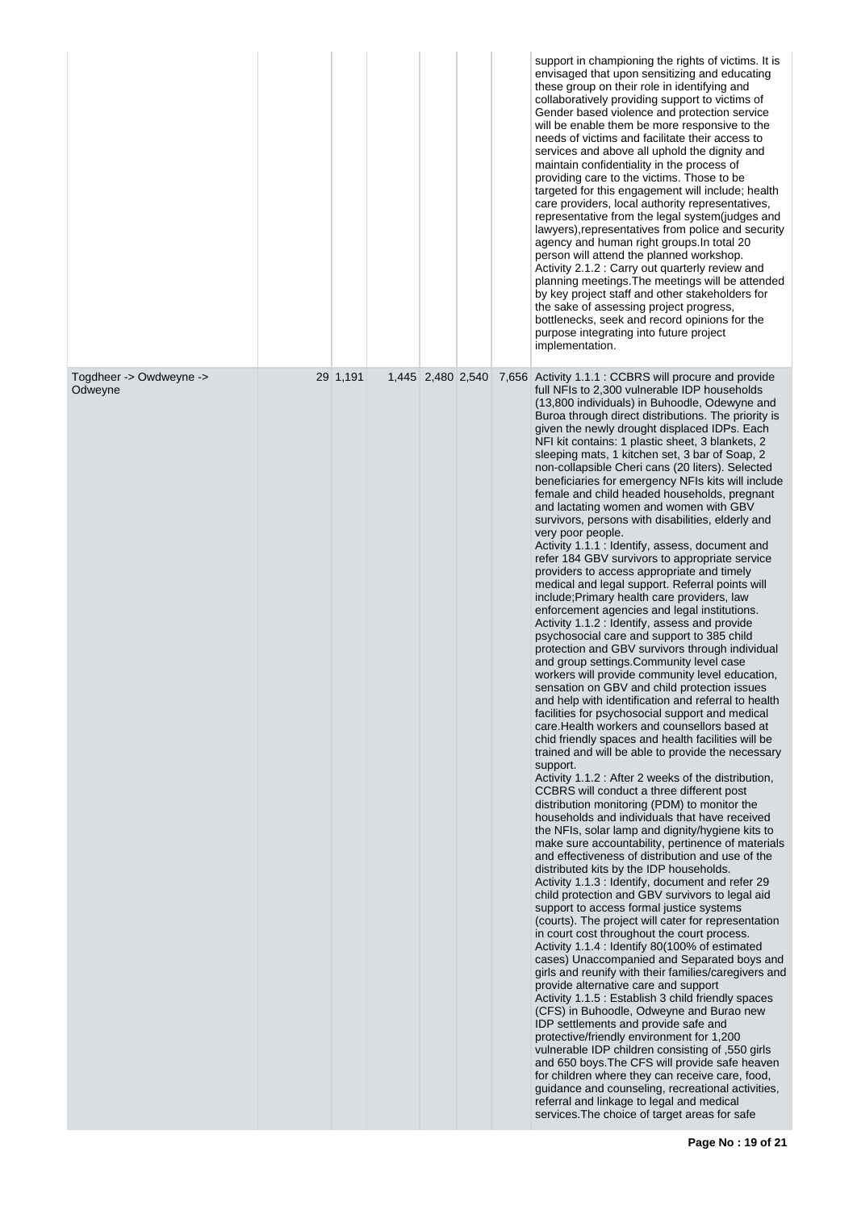| | | | | | | | |
|---|---|---|---|---|---|---|---|
| | | | | | | | support in championing the rights of victims. It is envisaged that upon sensitizing and educating these group on their role in identifying and collaboratively providing support to victims of Gender based violence and protection service will be enable them be more responsive to the needs of victims and facilitate their access to services and above all uphold the dignity and maintain confidentiality in the process of providing care to the victims. Those to be targeted for this engagement will include; health care providers, local authority representatives, representative from the legal system(judges and lawyers),representatives from police and security agency and human right groups.In total 20 person will attend the planned workshop.<br>Activity 2.1.2 : Carry out quarterly review and planning meetings.The meetings will be attended by key project staff and other stakeholders for the sake of assessing project progress, bottlenecks, seek and record opinions for the purpose integrating into future project implementation. |
| Togdheer -> Owdweyne -> Odweyne | 29 | 1,191 | 1,445 | 2,480 | 2,540 | 7,656 | Activity 1.1.1 : CCBRS will procure and provide full NFIs to 2,300 vulnerable IDP households (13,800 individuals) in Buhoodle, Odewyne and Buroa through direct distributions. The priority is given the newly drought displaced IDPs. Each NFI kit contains: 1 plastic sheet, 3 blankets, 2 sleeping mats, 1 kitchen set, 3 bar of Soap, 2 non-collapsible Cheri cans (20 liters). Selected beneficiaries for emergency NFIs kits will include female and child headed households, pregnant and lactating women and women with GBV survivors, persons with disabilities, elderly and very poor people.<br>Activity 1.1.1 : Identify, assess, document and refer 184 GBV survivors to appropriate service providers to access appropriate and timely medical and legal support. Referral points will include;Primary health care providers, law enforcement agencies and legal institutions.<br>Activity 1.1.2 : Identify, assess and provide psychosocial care and support to 385 child protection and GBV survivors through individual and group settings.Community level case workers will provide community level education, sensation on GBV and child protection issues and help with identification and referral to health facilities for psychosocial support and medical care.Health workers and counsellors based at chid friendly spaces and health facilities will be trained and will be able to provide the necessary support.<br>Activity 1.1.2 : After 2 weeks of the distribution, CCBRS will conduct a three different post distribution monitoring (PDM) to monitor the households and individuals that have received the NFIs, solar lamp and dignity/hygiene kits to make sure accountability, pertinence of materials and effectiveness of distribution and use of the distributed kits by the IDP households.<br>Activity 1.1.3 : Identify, document and refer 29 child protection and GBV survivors to legal aid support to access formal justice systems (courts). The project will cater for representation in court cost throughout the court process.<br>Activity 1.1.4 : Identify 80(100% of estimated cases) Unaccompanied and Separated boys and girls and reunify with their families/caregivers and provide alternative care and support<br>Activity 1.1.5 : Establish 3 child friendly spaces (CFS) in Buhoodle, Odweyne and Burao new IDP settlements and provide safe and protective/friendly environment for 1,200 vulnerable IDP children consisting of ,550 girls and 650 boys.The CFS will provide safe heaven for children where they can receive care, food, guidance and counseling, recreational activities, referral and linkage to legal and medical services.The choice of target areas for safe |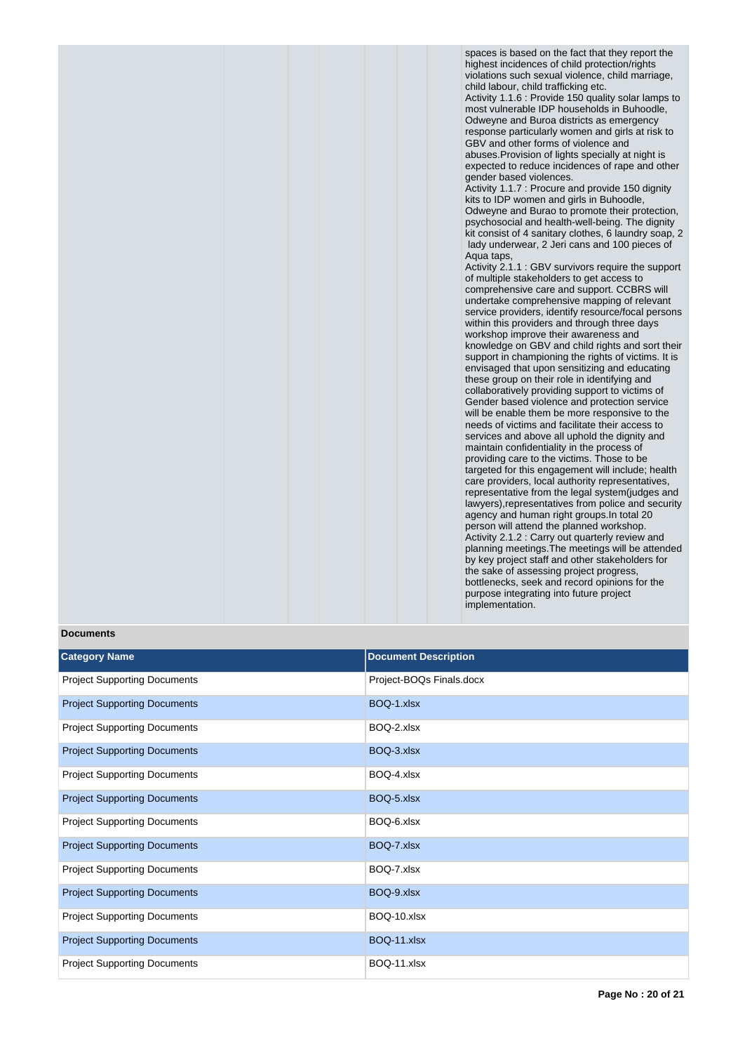| | | | | | | | |
|---|---|---|---|---|---|---|---|
| | | | | | | | spaces is based on the fact that they report the highest incidences of child protection/rights violations such sexual violence, child marriage, child labour, child trafficking etc.<br>Activity 1.1.6 : Provide 150 quality solar lamps to most vulnerable IDP households in Buhoodle, Odweyne and Buroa districts as emergency response particularly women and girls at risk to GBV and other forms of violence and abuses.Provision of lights specially at night is expected to reduce incidences of rape and other gender based violences.<br>Activity 1.1.7 : Procure and provide 150 dignity kits to IDP women and girls in Buhoodle, Odweyne and Burao to promote their protection, psychosocial and health-well-being. The dignity kit consist of 4 sanitary clothes, 6 laundry soap, 2 lady underwear, 2 Jeri cans and 100 pieces of Aqua taps,<br>Activity 2.1.1 : GBV survivors require the support of multiple stakeholders to get access to comprehensive care and support. CCBRS will undertake comprehensive mapping of relevant service providers, identify resource/focal persons within this providers and through three days workshop improve their awareness and knowledge on GBV and child rights and sort their support in championing the rights of victims. It is envisaged that upon sensitizing and educating these group on their role in identifying and collaboratively providing support to victims of Gender based violence and protection service will be enable them be more responsive to the needs of victims and facilitate their access to services and above all uphold the dignity and maintain confidentiality in the process of providing care to the victims. Those to be targeted for this engagement will include; health care providers, local authority representatives, representative from the legal system(judges and lawyers),representatives from police and security agency and human right groups.In total 20 person will attend the planned workshop.<br>Activity 2.1.2 : Carry out quarterly review and planning meetings.The meetings will be attended by key project staff and other stakeholders for the sake of assessing project progress, bottlenecks, seek and record opinions for the purpose integrating into future project implementation. |

**Documents**

| Category Name | Document Description |
|---|---|
| Project Supporting Documents | Project-BOQs Finals.docx |
| Project Supporting Documents | BOQ-1.xlsx |
| Project Supporting Documents | BOQ-2.xlsx |
| Project Supporting Documents | BOQ-3.xlsx |
| Project Supporting Documents | BOQ-4.xlsx |
| Project Supporting Documents | BOQ-5.xlsx |
| Project Supporting Documents | BOQ-6.xlsx |
| Project Supporting Documents | BOQ-7.xlsx |
| Project Supporting Documents | BOQ-7.xlsx |
| Project Supporting Documents | BOQ-9.xlsx |
| Project Supporting Documents | BOQ-10.xlsx |
| Project Supporting Documents | BOQ-11.xlsx |
| Project Supporting Documents | BOQ-11.xlsx |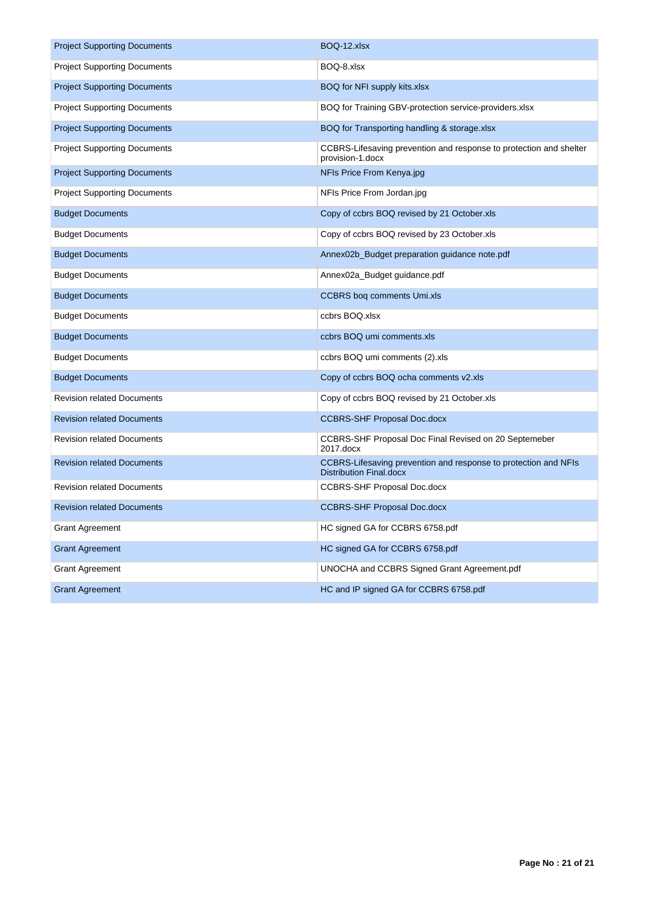| | |
|---|---|
| Project Supporting Documents | BOQ-12.xlsx |
| Project Supporting Documents | BOQ-8.xlsx |
| Project Supporting Documents | BOQ for NFI supply kits.xlsx |
| Project Supporting Documents | BOQ for Training GBV-protection service-providers.xlsx |
| Project Supporting Documents | BOQ for Transporting handling & storage.xlsx |
| Project Supporting Documents | CCBRS-Lifesaving prevention and response to protection and shelter provision-1.docx |
| Project Supporting Documents | NFIs Price From Kenya.jpg |
| Project Supporting Documents | NFIs Price From Jordan.jpg |
| Budget Documents | Copy of ccbrs BOQ revised by 21 October.xls |
| Budget Documents | Copy of ccbrs BOQ revised by 23 October.xls |
| Budget Documents | Annex02b_Budget preparation guidance note.pdf |
| Budget Documents | Annex02a_Budget guidance.pdf |
| Budget Documents | CCBRS boq comments Umi.xls |
| Budget Documents | ccbrs BOQ.xlsx |
| Budget Documents | ccbrs BOQ umi comments.xls |
| Budget Documents | ccbrs BOQ umi comments (2).xls |
| Budget Documents | Copy of ccbrs BOQ ocha comments v2.xls |
| Revision related Documents | Copy of ccbrs BOQ revised by 21 October.xls |
| Revision related Documents | CCBRS-SHF Proposal Doc.docx |
| Revision related Documents | CCBRS-SHF Proposal Doc Final Revised on 20 Septemeber 2017.docx |
| Revision related Documents | CCBRS-Lifesaving prevention and response to protection and NFIs Distribution Final.docx |
| Revision related Documents | CCBRS-SHF Proposal Doc.docx |
| Revision related Documents | CCBRS-SHF Proposal Doc.docx |
| Grant Agreement | HC signed GA for CCBRS 6758.pdf |
| Grant Agreement | HC signed GA for CCBRS 6758.pdf |
| Grant Agreement | UNOCHA and CCBRS Signed Grant Agreement.pdf |
| Grant Agreement | HC and IP signed GA for CCBRS 6758.pdf |